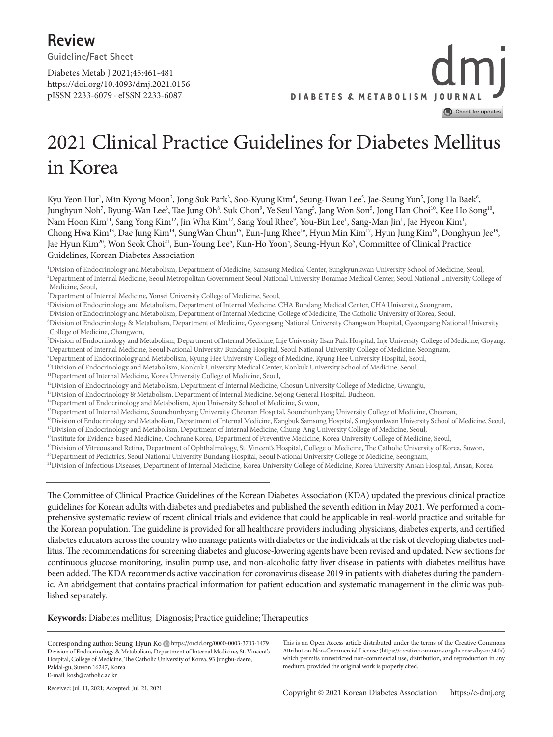**Review**

Guideline/Fact Sheet

Diabetes Metab J 2021;45:461-481
https://doi.org/10.4093/dmj.2021.0156
pISSN 2233-6079 · eISSN 2233-6087

# 2021 Clinical Practice Guidelines for Diabetes Mellitus in Korea

Kyu Yeon Hur[1], Min Kyong Moon[2], Jong Suk Park[3], Soo-Kyung Kim[4], Seung-Hwan Lee[5], Jae-Seung Yun[5], Jong Ha Baek[6], Junghyun Noh[7], Byung-Wan Lee[3], Tae Jung Oh[8], Suk Chon[9], Ye Seul Yang[5], Jang Won Son[5], Jong Han Choi[10], Kee Ho Song[10], Nam Hoon Kim[11], Sang Yong Kim[12], Jin Wha Kim[12], Sang Youl Rhee[9], You-Bin Lee[1], Sang-Man Jin[1], Jae Hyeon Kim[1], Chong Hwa Kim[13], Dae Jung Kim[14], SungWan Chun[15], Eun-Jung Rhee[16], Hyun Min Kim[17], Hyun Jung Kim[18], Donghyun Jee[19], Jae Hyun Kim[20], Won Seok Choi[21], Eun-Young Lee[5], Kun-Ho Yoon[5], Seung-Hyun Ko[5], Committee of Clinical Practice Guidelines, Korean Diabetes Association

[1]Division of Endocrinology and Metabolism, Department of Medicine, Samsung Medical Center, Sungkyunkwan University School of Medicine, Seoul,
[2]Department of Internal Medicine, Seoul Metropolitan Government Seoul National University Boramae Medical Center, Seoul National University College of Medicine, Seoul,
[3]Department of Internal Medicine, Yonsei University College of Medicine, Seoul,
[4]Division of Endocrinology and Metabolism, Department of Internal Medicine, CHA Bundang Medical Center, CHA University, Seongnam,
[5]Division of Endocrinology and Metabolism, Department of Internal Medicine, College of Medicine, The Catholic University of Korea, Seoul,
[6]Division of Endocrinology & Metabolism, Department of Medicine, Gyeongsang National University Changwon Hospital, Gyeongsang National University College of Medicine, Changwon,
[7]Division of Endocrinology and Metabolism, Department of Internal Medicine, Inje University Ilsan Paik Hospital, Inje University College of Medicine, Goyang,
[8]Department of Internal Medicine, Seoul National University Bundang Hospital, Seoul National University College of Medicine, Seongnam,
[9]Department of Endocrinology and Metabolism, Kyung Hee University College of Medicine, Kyung Hee University Hospital, Seoul,
[10]Division of Endocrinology and Metabolism, Konkuk University Medical Center, Konkuk University School of Medicine, Seoul,
[11]Department of Internal Medicine, Korea University College of Medicine, Seoul,
[12]Division of Endocrinology and Metabolism, Department of Internal Medicine, Chosun University College of Medicine, Gwangju,
[13]Division of Endocrinology & Metabolism, Department of Internal Medicine, Sejong General Hospital, Bucheon,
[14]Department of Endocrinology and Metabolism, Ajou University School of Medicine, Suwon,
[15]Department of Internal Medicine, Soonchunhyang University Cheonan Hospital, Soonchunhyang University College of Medicine, Cheonan,
[16]Division of Endocrinology and Metabolism, Department of Internal Medicine, Kangbuk Samsung Hospital, Sungkyunkwan University School of Medicine, Seoul,
[17]Division of Endocrinology and Metabolism, Department of Internal Medicine, Chung-Ang University College of Medicine, Seoul,
[18]Institute for Evidence-based Medicine, Cochrane Korea, Department of Preventive Medicine, Korea University College of Medicine, Seoul,
[19]Division of Vitreous and Retina, Department of Ophthalmology, St. Vincent's Hospital, College of Medicine, The Catholic University of Korea, Suwon,
[20]Department of Pediatrics, Seoul National University Bundang Hospital, Seoul National University College of Medicine, Seongnam,
[21]Division of Infectious Diseases, Department of Internal Medicine, Korea University College of Medicine, Korea University Ansan Hospital, Ansan, Korea

The Committee of Clinical Practice Guidelines of the Korean Diabetes Association (KDA) updated the previous clinical practice guidelines for Korean adults with diabetes and prediabetes and published the seventh edition in May 2021. We performed a comprehensive systematic review of recent clinical trials and evidence that could be applicable in real-world practice and suitable for the Korean population. The guideline is provided for all healthcare providers including physicians, diabetes experts, and certified diabetes educators across the country who manage patients with diabetes or the individuals at the risk of developing diabetes mellitus. The recommendations for screening diabetes and glucose-lowering agents have been revised and updated. New sections for continuous glucose monitoring, insulin pump use, and non-alcoholic fatty liver disease in patients with diabetes mellitus have been added. The KDA recommends active vaccination for coronavirus disease 2019 in patients with diabetes during the pandemic. An abridgement that contains practical information for patient education and systematic management in the clinic was published separately.

**Keywords:** Diabetes mellitus; Diagnosis; Practice guideline; Therapeutics

Corresponding author: Seung-Hyun Ko https://orcid.org/0000-0003-3703-1479
Division of Endocrinology & Metabolism, Department of Internal Medicine, St. Vincent's Hospital, College of Medicine, The Catholic University of Korea, 93 Jungbu-daero, Paldal-gu, Suwon 16247, Korea
E-mail: kosh@catholic.ac.kr

Received: Jul. 11, 2021; Accepted: Jul. 21, 2021

This is an Open Access article distributed under the terms of the Creative Commons Attribution Non-Commercial License (https://creativecommons.org/licenses/by-nc/4.0/) which permits unrestricted non-commercial use, distribution, and reproduction in any medium, provided the original work is properly cited.

Copyright © 2021 Korean Diabetes Association https://e-dmj.org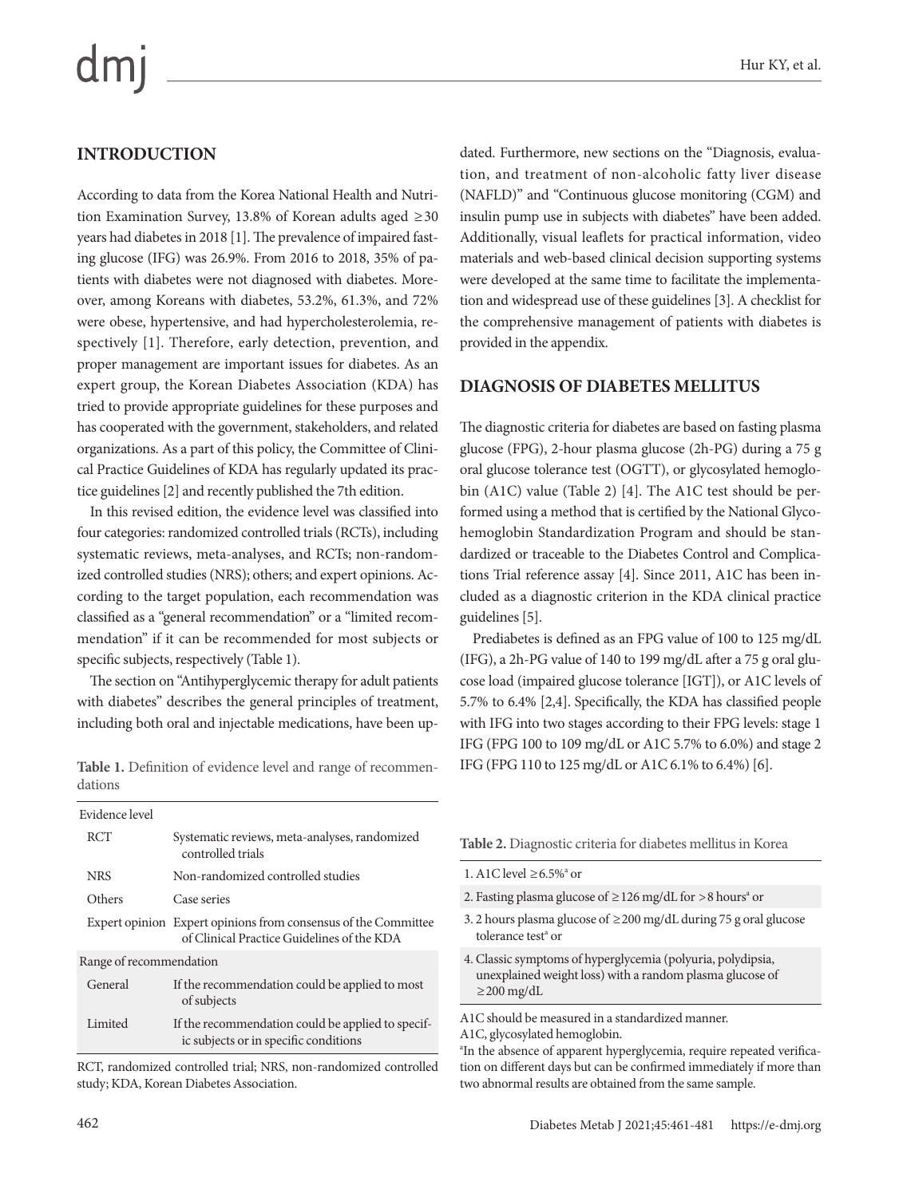## INTRODUCTION

According to data from the Korea National Health and Nutrition Examination Survey, 13.8% of Korean adults aged ≥30 years had diabetes in 2018 [1]. The prevalence of impaired fasting glucose (IFG) was 26.9%. From 2016 to 2018, 35% of patients with diabetes were not diagnosed with diabetes. Moreover, among Koreans with diabetes, 53.2%, 61.3%, and 72% were obese, hypertensive, and had hypercholesterolemia, respectively [1]. Therefore, early detection, prevention, and proper management are important issues for diabetes. As an expert group, the Korean Diabetes Association (KDA) has tried to provide appropriate guidelines for these purposes and has cooperated with the government, stakeholders, and related organizations. As a part of this policy, the Committee of Clinical Practice Guidelines of KDA has regularly updated its practice guidelines [2] and recently published the 7th edition.

In this revised edition, the evidence level was classified into four categories: randomized controlled trials (RCTs), including systematic reviews, meta-analyses, and RCTs; non-randomized controlled studies (NRS); others; and expert opinions. According to the target population, each recommendation was classified as a "general recommendation" or a "limited recommendation" if it can be recommended for most subjects or specific subjects, respectively (Table 1).

The section on "Antihyperglycemic therapy for adult patients with diabetes" describes the general principles of treatment, including both oral and injectable medications, have been updated. Furthermore, new sections on the "Diagnosis, evaluation, and treatment of non-alcoholic fatty liver disease (NAFLD)" and "Continuous glucose monitoring (CGM) and insulin pump use in subjects with diabetes" have been added. Additionally, visual leaflets for practical information, video materials and web-based clinical decision supporting systems were developed at the same time to facilitate the implementation and widespread use of these guidelines [3]. A checklist for the comprehensive management of patients with diabetes is provided in the appendix.

**Table 1.** Definition of evidence level and range of recommendations

| Evidence level | |
|---|---|
| RCT | Systematic reviews, meta-analyses, randomized controlled trials |
| NRS | Non-randomized controlled studies |
| Others | Case series |
| Expert opinion | Expert opinions from consensus of the Committee of Clinical Practice Guidelines of the KDA |
| **Range of recommendation** | |
| General | If the recommendation could be applied to most of subjects |
| Limited | If the recommendation could be applied to specific subjects or in specific conditions |

RCT, randomized controlled trial; NRS, non-randomized controlled study; KDA, Korean Diabetes Association.

## DIAGNOSIS OF DIABETES MELLITUS

The diagnostic criteria for diabetes are based on fasting plasma glucose (FPG), 2-hour plasma glucose (2h-PG) during a 75 g oral glucose tolerance test (OGTT), or glycosylated hemoglobin (A1C) value (Table 2) [4]. The A1C test should be performed using a method that is certified by the National Glycohemoglobin Standardization Program and should be standardized or traceable to the Diabetes Control and Complications Trial reference assay [4]. Since 2011, A1C has been included as a diagnostic criterion in the KDA clinical practice guidelines [5].

Prediabetes is defined as an FPG value of 100 to 125 mg/dL (IFG), a 2h-PG value of 140 to 199 mg/dL after a 75 g oral glucose load (impaired glucose tolerance [IGT]), or A1C levels of 5.7% to 6.4% [2,4]. Specifically, the KDA has classified people with IFG into two stages according to their FPG levels: stage 1 IFG (FPG 100 to 109 mg/dL or A1C 5.7% to 6.0%) and stage 2 IFG (FPG 110 to 125 mg/dL or A1C 6.1% to 6.4%) [6].

**Table 2.** Diagnostic criteria for diabetes mellitus in Korea

| Criteria |
|---|
| 1. A1C level ≥6.5%[a] or |
| 2. Fasting plasma glucose of ≥126 mg/dL for >8 hours[a] or |
| 3. 2 hours plasma glucose of ≥200 mg/dL during 75 g oral glucose tolerance test[a] or |
| 4. Classic symptoms of hyperglycemia (polyuria, polydipsia, unexplained weight loss) with a random plasma glucose of ≥200 mg/dL |

A1C should be measured in a standardized manner.
A1C, glycosylated hemoglobin.
[a]In the absence of apparent hyperglycemia, require repeated verification on different days but can be confirmed immediately if more than two abnormal results are obtained from the same sample.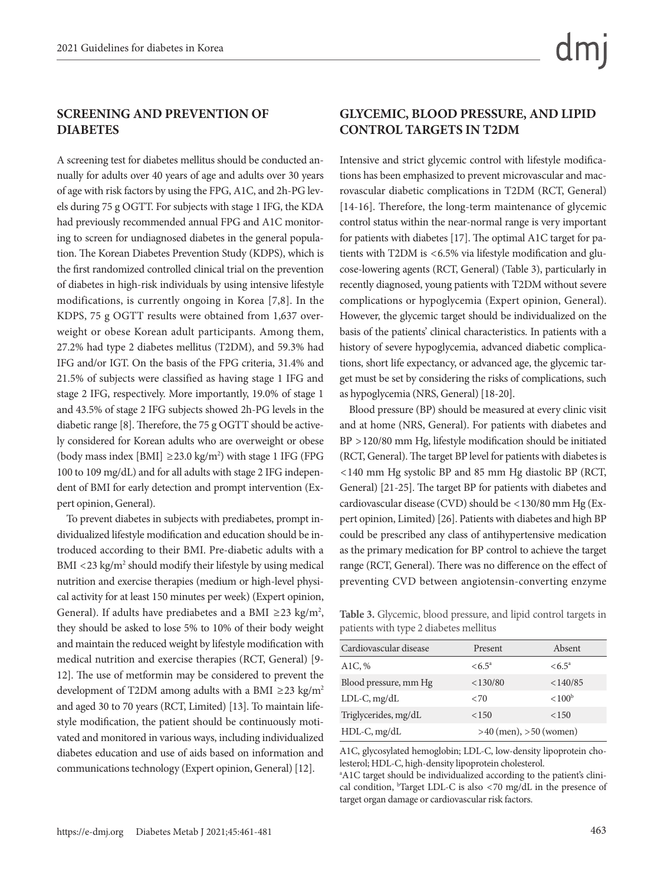## SCREENING AND PREVENTION OF DIABETES

A screening test for diabetes mellitus should be conducted annually for adults over 40 years of age and adults over 30 years of age with risk factors by using the FPG, A1C, and 2h-PG levels during 75 g OGTT. For subjects with stage 1 IFG, the KDA had previously recommended annual FPG and A1C monitoring to screen for undiagnosed diabetes in the general population. The Korean Diabetes Prevention Study (KDPS), which is the first randomized controlled clinical trial on the prevention of diabetes in high-risk individuals by using intensive lifestyle modifications, is currently ongoing in Korea [7,8]. In the KDPS, 75 g OGTT results were obtained from 1,637 overweight or obese Korean adult participants. Among them, 27.2% had type 2 diabetes mellitus (T2DM), and 59.3% had IFG and/or IGT. On the basis of the FPG criteria, 31.4% and 21.5% of subjects were classified as having stage 1 IFG and stage 2 IFG, respectively. More importantly, 19.0% of stage 1 and 43.5% of stage 2 IFG subjects showed 2h-PG levels in the diabetic range [8]. Therefore, the 75 g OGTT should be actively considered for Korean adults who are overweight or obese (body mass index [BMI] ≥23.0 kg/m$^2$) with stage 1 IFG (FPG 100 to 109 mg/dL) and for all adults with stage 2 IFG independent of BMI for early detection and prompt intervention (Expert opinion, General).

To prevent diabetes in subjects with prediabetes, prompt individualized lifestyle modification and education should be introduced according to their BMI. Pre-diabetic adults with a BMI <23 kg/m$^2$ should modify their lifestyle by using medical nutrition and exercise therapies (medium or high-level physical activity for at least 150 minutes per week) (Expert opinion, General). If adults have prediabetes and a BMI ≥23 kg/m$^2$, they should be asked to lose 5% to 10% of their body weight and maintain the reduced weight by lifestyle modification with medical nutrition and exercise therapies (RCT, General) [9-12]. The use of metformin may be considered to prevent the development of T2DM among adults with a BMI ≥23 kg/m$^2$ and aged 30 to 70 years (RCT, Limited) [13]. To maintain lifestyle modification, the patient should be continuously motivated and monitored in various ways, including individualized diabetes education and use of aids based on information and communications technology (Expert opinion, General) [12].

## GLYCEMIC, BLOOD PRESSURE, AND LIPID CONTROL TARGETS IN T2DM

Intensive and strict glycemic control with lifestyle modifications has been emphasized to prevent microvascular and macrovascular diabetic complications in T2DM (RCT, General) [14-16]. Therefore, the long-term maintenance of glycemic control status within the near-normal range is very important for patients with diabetes [17]. The optimal A1C target for patients with T2DM is <6.5% via lifestyle modification and glucose-lowering agents (RCT, General) (Table 3), particularly in recently diagnosed, young patients with T2DM without severe complications or hypoglycemia (Expert opinion, General). However, the glycemic target should be individualized on the basis of the patients' clinical characteristics. In patients with a history of severe hypoglycemia, advanced diabetic complications, short life expectancy, or advanced age, the glycemic target must be set by considering the risks of complications, such as hypoglycemia (NRS, General) [18-20].

Blood pressure (BP) should be measured at every clinic visit and at home (NRS, General). For patients with diabetes and BP >120/80 mm Hg, lifestyle modification should be initiated (RCT, General). The target BP level for patients with diabetes is <140 mm Hg systolic BP and 85 mm Hg diastolic BP (RCT, General) [21-25]. The target BP for patients with diabetes and cardiovascular disease (CVD) should be <130/80 mm Hg (Expert opinion, Limited) [26]. Patients with diabetes and high BP could be prescribed any class of antihypertensive medication as the primary medication for BP control to achieve the target range (RCT, General). There was no difference on the effect of preventing CVD between angiotensin-converting enzyme

**Table 3.** Glycemic, blood pressure, and lipid control targets in patients with type 2 diabetes mellitus

| Cardiovascular disease | Present | Absent |
|---|---|---|
| A1C, % | <6.5[a] | <6.5[a] |
| Blood pressure, mm Hg | <130/80 | <140/85 |
| LDL-C, mg/dL | <70 | <100[b] |
| Triglycerides, mg/dL | <150 | <150 |
| HDL-C, mg/dL | >40 (men), >50 (women) | |

A1C, glycosylated hemoglobin; LDL-C, low-density lipoprotein cholesterol; HDL-C, high-density lipoprotein cholesterol.
[a]A1C target should be individualized according to the patient's clinical condition, [b]Target LDL-C is also <70 mg/dL in the presence of target organ damage or cardiovascular risk factors.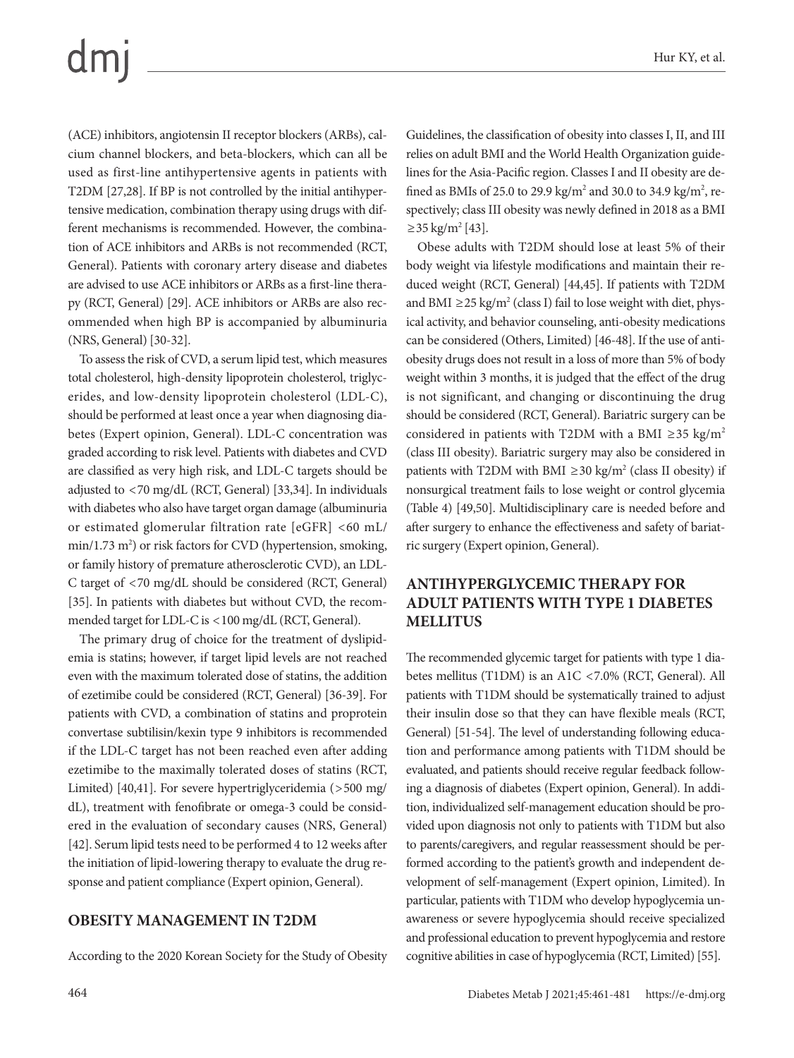(ACE) inhibitors, angiotensin II receptor blockers (ARBs), calcium channel blockers, and beta-blockers, which can all be used as first-line antihypertensive agents in patients with T2DM [27,28]. If BP is not controlled by the initial antihypertensive medication, combination therapy using drugs with different mechanisms is recommended. However, the combination of ACE inhibitors and ARBs is not recommended (RCT, General). Patients with coronary artery disease and diabetes are advised to use ACE inhibitors or ARBs as a first-line therapy (RCT, General) [29]. ACE inhibitors or ARBs are also recommended when high BP is accompanied by albuminuria (NRS, General) [30-32].

To assess the risk of CVD, a serum lipid test, which measures total cholesterol, high-density lipoprotein cholesterol, triglycerides, and low-density lipoprotein cholesterol (LDL-C), should be performed at least once a year when diagnosing diabetes (Expert opinion, General). LDL-C concentration was graded according to risk level. Patients with diabetes and CVD are classified as very high risk, and LDL-C targets should be adjusted to <70 mg/dL (RCT, General) [33,34]. In individuals with diabetes who also have target organ damage (albuminuria or estimated glomerular filtration rate [eGFR] <60 mL/min/1.73 $m^2$) or risk factors for CVD (hypertension, smoking, or family history of premature atherosclerotic CVD), an LDL-C target of <70 mg/dL should be considered (RCT, General) [35]. In patients with diabetes but without CVD, the recommended target for LDL-C is <100 mg/dL (RCT, General).

The primary drug of choice for the treatment of dyslipidemia is statins; however, if target lipid levels are not reached even with the maximum tolerated dose of statins, the addition of ezetimibe could be considered (RCT, General) [36-39]. For patients with CVD, a combination of statins and proprotein convertase subtilisin/kexin type 9 inhibitors is recommended if the LDL-C target has not been reached even after adding ezetimibe to the maximally tolerated doses of statins (RCT, Limited) [40,41]. For severe hypertriglyceridemia (>500 mg/dL), treatment with fenofibrate or omega-3 could be considered in the evaluation of secondary causes (NRS, General) [42]. Serum lipid tests need to be performed 4 to 12 weeks after the initiation of lipid-lowering therapy to evaluate the drug response and patient compliance (Expert opinion, General).

## OBESITY MANAGEMENT IN T2DM

According to the 2020 Korean Society for the Study of Obesity Guidelines, the classification of obesity into classes I, II, and III relies on adult BMI and the World Health Organization guidelines for the Asia-Pacific region. Classes I and II obesity are defined as BMIs of 25.0 to 29.9 kg/$m^2$ and 30.0 to 34.9 kg/$m^2$, respectively; class III obesity was newly defined in 2018 as a BMI ≥35 kg/$m^2$ [43].

Obese adults with T2DM should lose at least 5% of their body weight via lifestyle modifications and maintain their reduced weight (RCT, General) [44,45]. If patients with T2DM and BMI ≥25 kg/$m^2$ (class I) fail to lose weight with diet, physical activity, and behavior counseling, anti-obesity medications can be considered (Others, Limited) [46-48]. If the use of anti-obesity drugs does not result in a loss of more than 5% of body weight within 3 months, it is judged that the effect of the drug is not significant, and changing or discontinuing the drug should be considered (RCT, General). Bariatric surgery can be considered in patients with T2DM with a BMI ≥35 kg/$m^2$ (class III obesity). Bariatric surgery may also be considered in patients with T2DM with BMI ≥30 kg/$m^2$ (class II obesity) if nonsurgical treatment fails to lose weight or control glycemia (Table 4) [49,50]. Multidisciplinary care is needed before and after surgery to enhance the effectiveness and safety of bariatric surgery (Expert opinion, General).

## ANTIHYPERGLYCEMIC THERAPY FOR ADULT PATIENTS WITH TYPE 1 DIABETES MELLITUS

The recommended glycemic target for patients with type 1 diabetes mellitus (T1DM) is an A1C <7.0% (RCT, General). All patients with T1DM should be systematically trained to adjust their insulin dose so that they can have flexible meals (RCT, General) [51-54]. The level of understanding following education and performance among patients with T1DM should be evaluated, and patients should receive regular feedback following a diagnosis of diabetes (Expert opinion, General). In addition, individualized self-management education should be provided upon diagnosis not only to patients with T1DM but also to parents/caregivers, and regular reassessment should be performed according to the patient's growth and independent development of self-management (Expert opinion, Limited). In particular, patients with T1DM who develop hypoglycemia unawareness or severe hypoglycemia should receive specialized and professional education to prevent hypoglycemia and restore cognitive abilities in case of hypoglycemia (RCT, Limited) [55].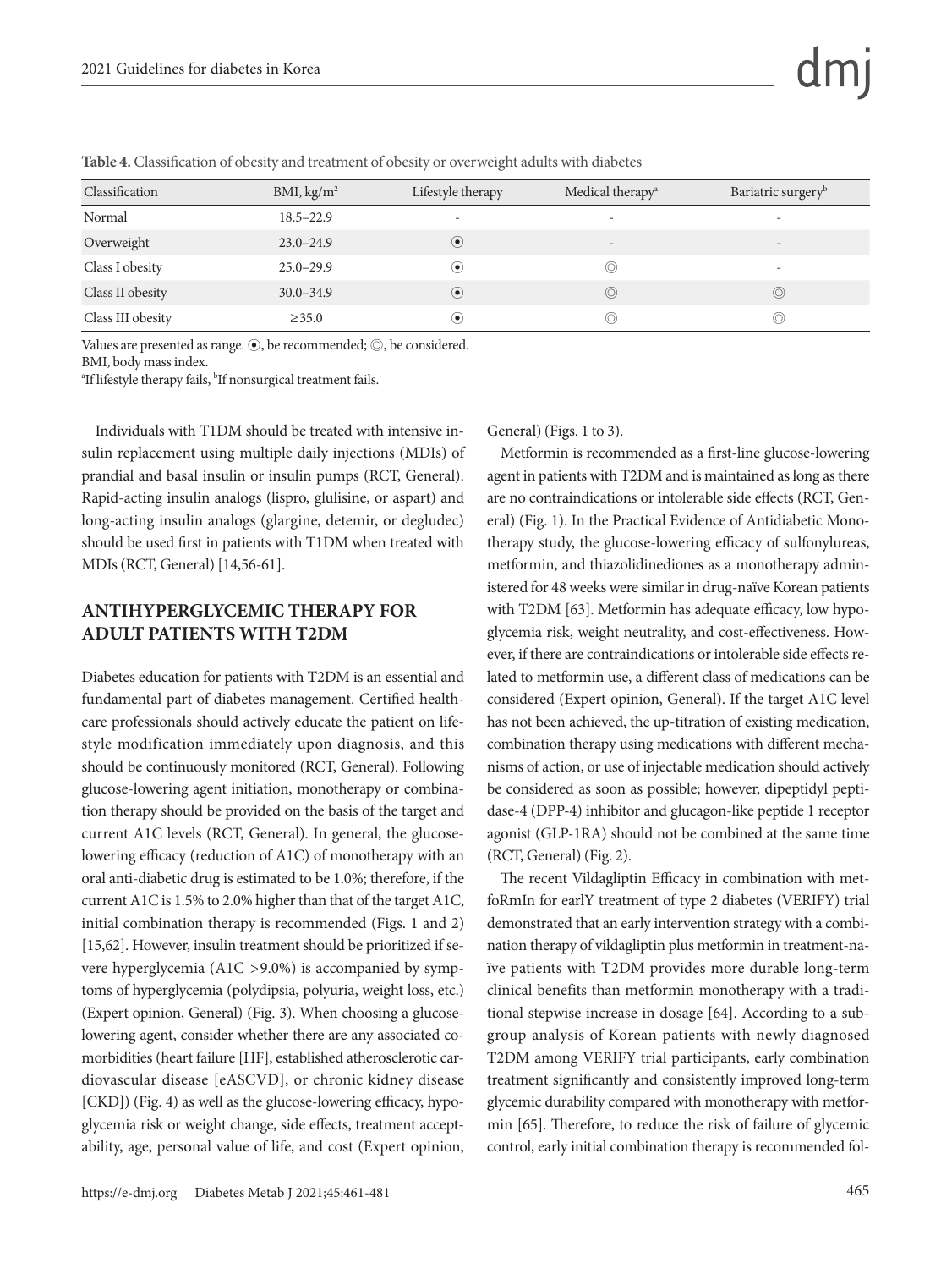**Table 4.** Classification of obesity and treatment of obesity or overweight adults with diabetes

| Classification | BMI, kg/m$^2$ | Lifestyle therapy | Medical therapy[a] | Bariatric surgery[b] |
|---|---|---|---|---|
| Normal | 18.5–22.9 | - | - | - |
| Overweight | 23.0–24.9 | ⦿ | - | - |
| Class I obesity | 25.0–29.9 | ⦿ | ◎ | - |
| Class II obesity | 30.0–34.9 | ⦿ | ◎ | ◎ |
| Class III obesity | ≥35.0 | ⦿ | ◎ | ◎ |

Values are presented as range. ⦿, be recommended; ◎, be considered.
BMI, body mass index.
[a]If lifestyle therapy fails, [b]If nonsurgical treatment fails.

Individuals with T1DM should be treated with intensive insulin replacement using multiple daily injections (MDIs) of prandial and basal insulin or insulin pumps (RCT, General). Rapid-acting insulin analogs (lispro, glulisine, or aspart) and long-acting insulin analogs (glargine, detemir, or degludec) should be used first in patients with T1DM when treated with MDIs (RCT, General) [14,56-61].

## ANTIHYPERGLYCEMIC THERAPY FOR ADULT PATIENTS WITH T2DM

Diabetes education for patients with T2DM is an essential and fundamental part of diabetes management. Certified healthcare professionals should actively educate the patient on lifestyle modification immediately upon diagnosis, and this should be continuously monitored (RCT, General). Following glucose-lowering agent initiation, monotherapy or combination therapy should be provided on the basis of the target and current A1C levels (RCT, General). In general, the glucose-lowering efficacy (reduction of A1C) of monotherapy with an oral anti-diabetic drug is estimated to be 1.0%; therefore, if the current A1C is 1.5% to 2.0% higher than that of the target A1C, initial combination therapy is recommended (Figs. 1 and 2) [15,62]. However, insulin treatment should be prioritized if severe hyperglycemia (A1C >9.0%) is accompanied by symptoms of hyperglycemia (polydipsia, polyuria, weight loss, etc.) (Expert opinion, General) (Fig. 3). When choosing a glucose-lowering agent, consider whether there are any associated comorbidities (heart failure [HF], established atherosclerotic cardiovascular disease [eASCVD], or chronic kidney disease [CKD]) (Fig. 4) as well as the glucose-lowering efficacy, hypoglycemia risk or weight change, side effects, treatment acceptability, age, personal value of life, and cost (Expert opinion, General) (Figs. 1 to 3).

Metformin is recommended as a first-line glucose-lowering agent in patients with T2DM and is maintained as long as there are no contraindications or intolerable side effects (RCT, General) (Fig. 1). In the Practical Evidence of Antidiabetic Monotherapy study, the glucose-lowering efficacy of sulfonylureas, metformin, and thiazolidinediones as a monotherapy administered for 48 weeks were similar in drug-naïve Korean patients with T2DM [63]. Metformin has adequate efficacy, low hypoglycemia risk, weight neutrality, and cost-effectiveness. However, if there are contraindications or intolerable side effects related to metformin use, a different class of medications can be considered (Expert opinion, General). If the target A1C level has not been achieved, the up-titration of existing medication, combination therapy using medications with different mechanisms of action, or use of injectable medication should actively be considered as soon as possible; however, dipeptidyl peptidase-4 (DPP-4) inhibitor and glucagon-like peptide 1 receptor agonist (GLP-1RA) should not be combined at the same time (RCT, General) (Fig. 2).

The recent Vildagliptin Efficacy in combination with metfoRmIn for earlY treatment of type 2 diabetes (VERIFY) trial demonstrated that an early intervention strategy with a combination therapy of vildagliptin plus metformin in treatment-naïve patients with T2DM provides more durable long-term clinical benefits than metformin monotherapy with a traditional stepwise increase in dosage [64]. According to a subgroup analysis of Korean patients with newly diagnosed T2DM among VERIFY trial participants, early combination treatment significantly and consistently improved long-term glycemic durability compared with monotherapy with metformin [65]. Therefore, to reduce the risk of failure of glycemic control, early initial combination therapy is recommended fol-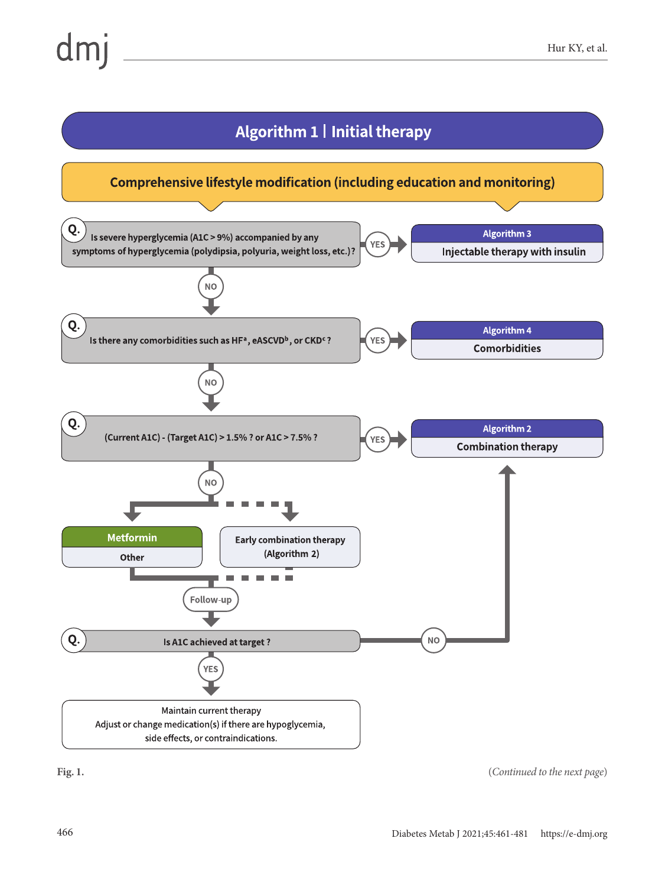## Algorithm 1 | Initial therapy

**Comprehensive lifestyle modification (including education and monitoring)**

**Q.** Is severe hyperglycemia (A1C > 9%) accompanied by any symptoms of hyperglycemia (polydipsia, polyuria, weight loss, etc.)?

- YES → **Algorithm 3**: Injectable therapy with insulin
- NO ↓

**Q.** Is there any comorbidities such as HF[a], eASCVD[b], or CKD[c]?

- YES → **Algorithm 4**: Comorbidities
- NO ↓

**Q.** (Current A1C) - (Target A1C) > 1.5% ? or A1C > 7.5% ?

- YES → **Algorithm 2**: Combination therapy
- NO ↓

**Metformin** / Other — or — Early combination therapy (Algorithm 2)

Follow-up ↓

**Q.** Is A1C achieved at target?

- NO → **Algorithm 2**: Combination therapy
- YES ↓

Maintain current therapy
Adjust or change medication(s) if there are hypoglycemia, side effects, or contraindications.

**Fig. 1.**

(*Continued to the next page*)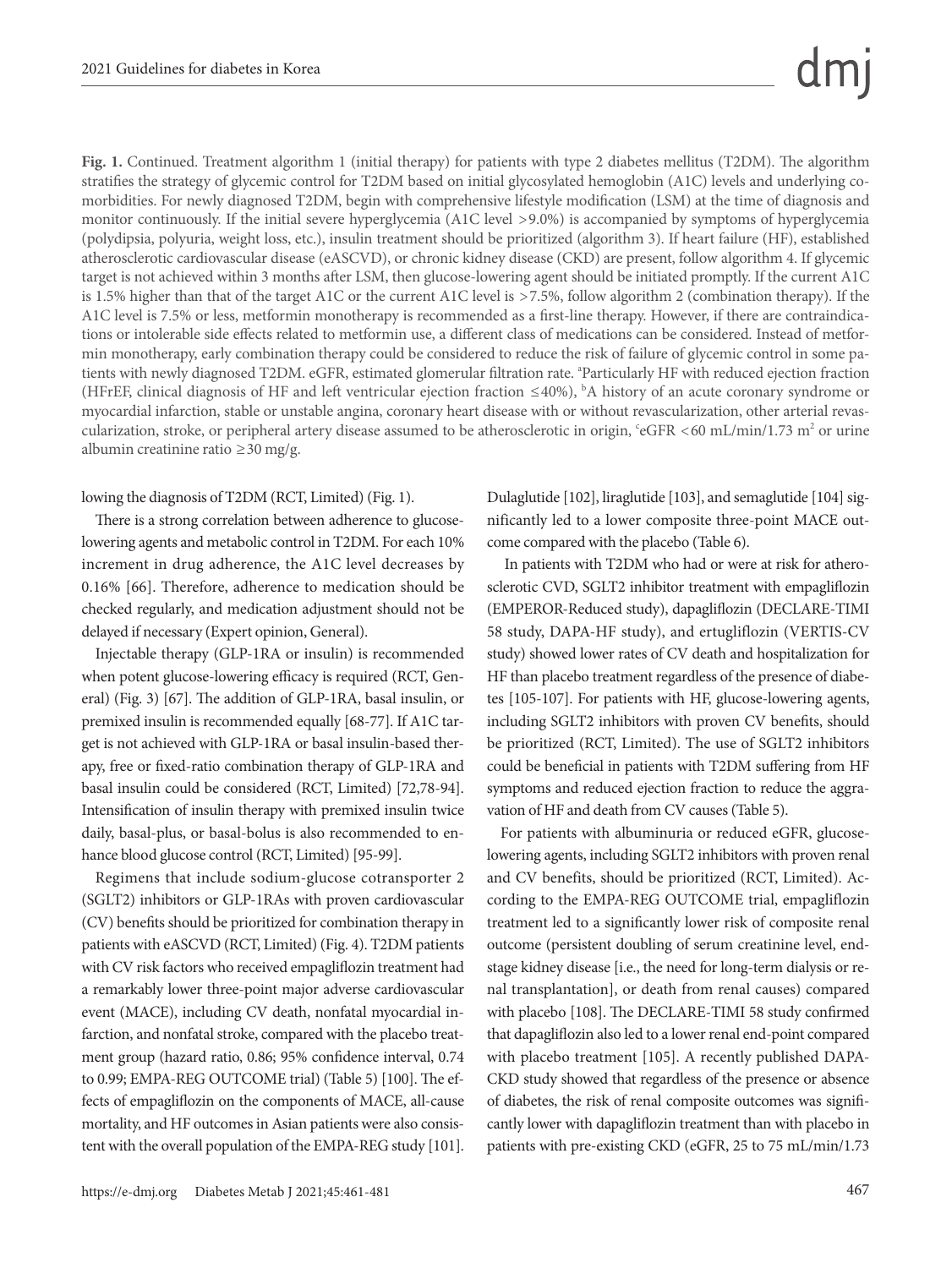**Fig. 1.** Continued. Treatment algorithm 1 (initial therapy) for patients with type 2 diabetes mellitus (T2DM). The algorithm stratifies the strategy of glycemic control for T2DM based on initial glycosylated hemoglobin (A1C) levels and underlying comorbidities. For newly diagnosed T2DM, begin with comprehensive lifestyle modification (LSM) at the time of diagnosis and monitor continuously. If the initial severe hyperglycemia (A1C level >9.0%) is accompanied by symptoms of hyperglycemia (polydipsia, polyuria, weight loss, etc.), insulin treatment should be prioritized (algorithm 3). If heart failure (HF), established atherosclerotic cardiovascular disease (eASCVD), or chronic kidney disease (CKD) are present, follow algorithm 4. If glycemic target is not achieved within 3 months after LSM, then glucose-lowering agent should be initiated promptly. If the current A1C is 1.5% higher than that of the target A1C or the current A1C level is >7.5%, follow algorithm 2 (combination therapy). If the A1C level is 7.5% or less, metformin monotherapy is recommended as a first-line therapy. However, if there are contraindications or intolerable side effects related to metformin use, a different class of medications can be considered. Instead of metformin monotherapy, early combination therapy could be considered to reduce the risk of failure of glycemic control in some patients with newly diagnosed T2DM. eGFR, estimated glomerular filtration rate. [a]Particularly HF with reduced ejection fraction (HFrEF, clinical diagnosis of HF and left ventricular ejection fraction ≤40%), [b]A history of an acute coronary syndrome or myocardial infarction, stable or unstable angina, coronary heart disease with or without revascularization, other arterial revascularization, stroke, or peripheral artery disease assumed to be atherosclerotic in origin, [c]eGFR <60 mL/min/1.73 $m^2$ or urine albumin creatinine ratio ≥30 mg/g.

lowing the diagnosis of T2DM (RCT, Limited) (Fig. 1).

There is a strong correlation between adherence to glucose-lowering agents and metabolic control in T2DM. For each 10% increment in drug adherence, the A1C level decreases by 0.16% [66]. Therefore, adherence to medication should be checked regularly, and medication adjustment should not be delayed if necessary (Expert opinion, General).

Injectable therapy (GLP-1RA or insulin) is recommended when potent glucose-lowering efficacy is required (RCT, General) (Fig. 3) [67]. The addition of GLP-1RA, basal insulin, or premixed insulin is recommended equally [68-77]. If A1C target is not achieved with GLP-1RA or basal insulin-based therapy, free or fixed-ratio combination therapy of GLP-1RA and basal insulin could be considered (RCT, Limited) [72,78-94]. Intensification of insulin therapy with premixed insulin twice daily, basal-plus, or basal-bolus is also recommended to enhance blood glucose control (RCT, Limited) [95-99].

Regimens that include sodium-glucose cotransporter 2 (SGLT2) inhibitors or GLP-1RAs with proven cardiovascular (CV) benefits should be prioritized for combination therapy in patients with eASCVD (RCT, Limited) (Fig. 4). T2DM patients with CV risk factors who received empagliflozin treatment had a remarkably lower three-point major adverse cardiovascular event (MACE), including CV death, nonfatal myocardial infarction, and nonfatal stroke, compared with the placebo treatment group (hazard ratio, 0.86; 95% confidence interval, 0.74 to 0.99; EMPA-REG OUTCOME trial) (Table 5) [100]. The effects of empagliflozin on the components of MACE, all-cause mortality, and HF outcomes in Asian patients were also consistent with the overall population of the EMPA-REG study [101]. Dulaglutide [102], liraglutide [103], and semaglutide [104] significantly led to a lower composite three-point MACE outcome compared with the placebo (Table 6).

In patients with T2DM who had or were at risk for atherosclerotic CVD, SGLT2 inhibitor treatment with empagliflozin (EMPEROR-Reduced study), dapagliflozin (DECLARE-TIMI 58 study, DAPA-HF study), and ertugliflozin (VERTIS-CV study) showed lower rates of CV death and hospitalization for HF than placebo treatment regardless of the presence of diabetes [105-107]. For patients with HF, glucose-lowering agents, including SGLT2 inhibitors with proven CV benefits, should be prioritized (RCT, Limited). The use of SGLT2 inhibitors could be beneficial in patients with T2DM suffering from HF symptoms and reduced ejection fraction to reduce the aggravation of HF and death from CV causes (Table 5).

For patients with albuminuria or reduced eGFR, glucose-lowering agents, including SGLT2 inhibitors with proven renal and CV benefits, should be prioritized (RCT, Limited). According to the EMPA-REG OUTCOME trial, empagliflozin treatment led to a significantly lower risk of composite renal outcome (persistent doubling of serum creatinine level, end-stage kidney disease [i.e., the need for long-term dialysis or renal transplantation], or death from renal causes) compared with placebo [108]. The DECLARE-TIMI 58 study confirmed that dapagliflozin also led to a lower renal end-point compared with placebo treatment [105]. A recently published DAPA-CKD study showed that regardless of the presence or absence of diabetes, the risk of renal composite outcomes was significantly lower with dapagliflozin treatment than with placebo in patients with pre-existing CKD (eGFR, 25 to 75 mL/min/1.73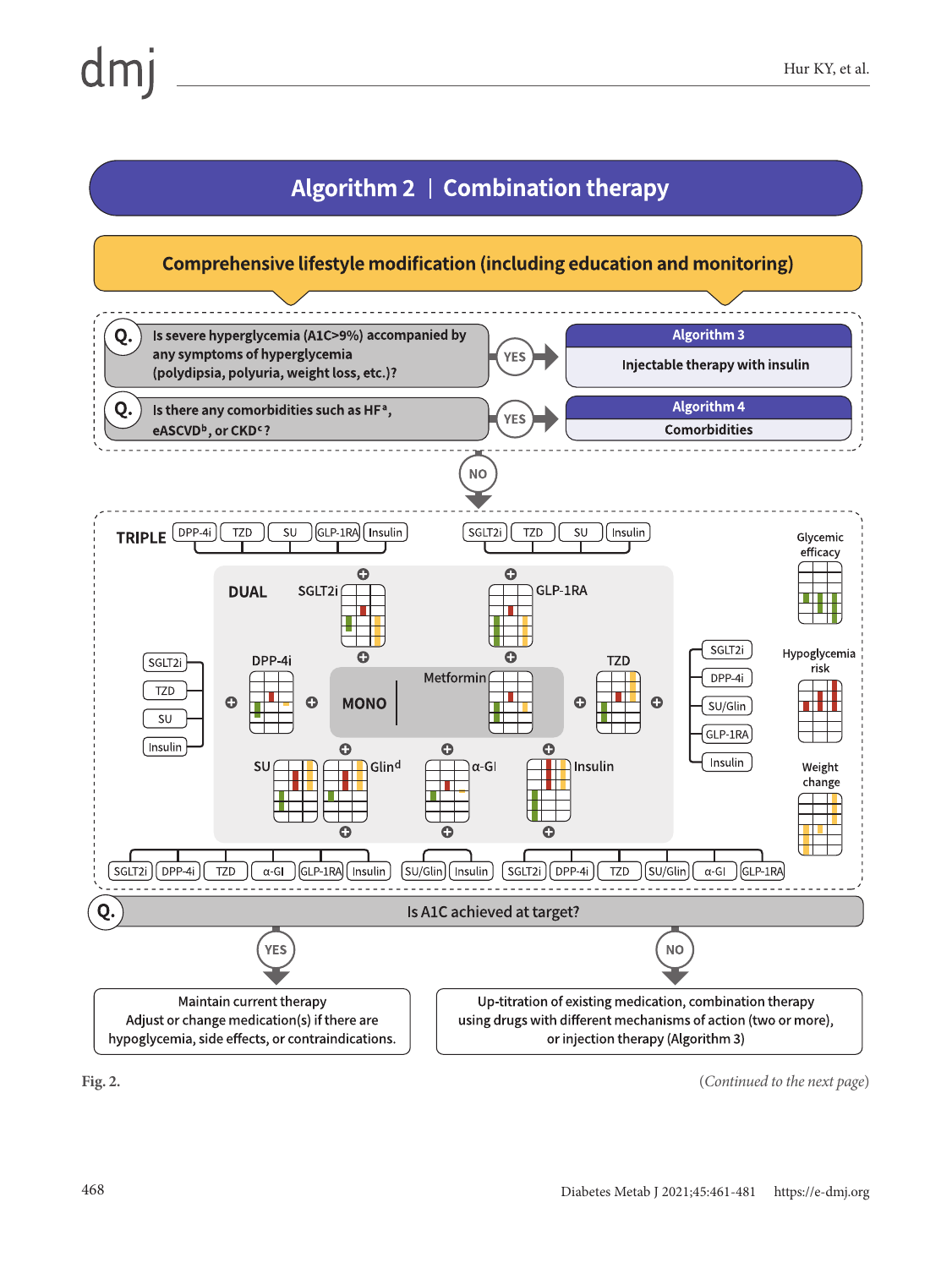# Algorithm 2 | Combination therapy

**Comprehensive lifestyle modification (including education and monitoring)**

**Q.** Is severe hyperglycemia (A1C>9%) accompanied by any symptoms of hyperglycemia (polydipsia, polyuria, weight loss, etc.)? → **YES** → **Algorithm 3**: Injectable therapy with insulin

**Q.** Is there any comorbidities such as HF[a], eASCVD[b], or CKD[c]? → **YES** → **Algorithm 4**: Comorbidities

↓ **NO**

**TRIPLE**: DPP-4i, TZD, SU, GLP-1RA, Insulin | SGLT2i, TZD, SU, Insulin

**DUAL**: SGLT2i, GLP-1RA, DPP-4i, TZD, SU, Glin[d], α-GI, Insulin

**MONO**: Metformin

Add-on options:
- DPP-4i: SGLT2i, TZD, SU, Insulin
- TZD: SGLT2i, DPP-4i, SU/Glin, GLP-1RA, Insulin
- SU / Glin: SGLT2i, DPP-4i, TZD, α-GI, GLP-1RA, Insulin
- α-GI: SU/Glin, Insulin
- Insulin: SGLT2i, DPP-4i, TZD, SU/Glin, α-GI, GLP-1RA

Legend: Glycemic efficacy; Hypoglycemia risk; Weight change

**Q.** Is A1C achieved at target?

- **YES** → Maintain current therapy. Adjust or change medication(s) if there are hypoglycemia, side effects, or contraindications.
- **NO** → Up-titration of existing medication, combination therapy using drugs with different mechanisms of action (two or more), or injection therapy (Algorithm 3)

**Fig. 2.** *(Continued to the next page)*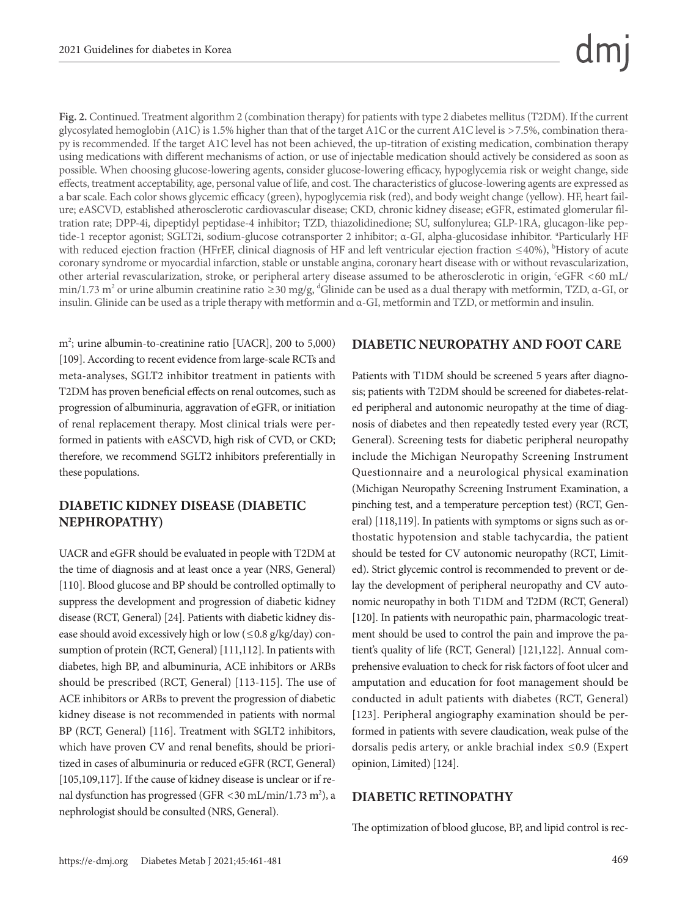**Fig. 2.** Continued. Treatment algorithm 2 (combination therapy) for patients with type 2 diabetes mellitus (T2DM). If the current glycosylated hemoglobin (A1C) is 1.5% higher than that of the target A1C or the current A1C level is >7.5%, combination therapy is recommended. If the target A1C level has not been achieved, the up-titration of existing medication, combination therapy using medications with different mechanisms of action, or use of injectable medication should actively be considered as soon as possible. When choosing glucose-lowering agents, consider glucose-lowering efficacy, hypoglycemia risk or weight change, side effects, treatment acceptability, age, personal value of life, and cost. The characteristics of glucose-lowering agents are expressed as a bar scale. Each color shows glycemic efficacy (green), hypoglycemia risk (red), and body weight change (yellow). HF, heart failure; eASCVD, established atherosclerotic cardiovascular disease; CKD, chronic kidney disease; eGFR, estimated glomerular filtration rate; DPP-4i, dipeptidyl peptidase-4 inhibitor; TZD, thiazolidinedione; SU, sulfonylurea; GLP-1RA, glucagon-like peptide-1 receptor agonist; SGLT2i, sodium-glucose cotransporter 2 inhibitor; α-GI, alpha-glucosidase inhibitor. [a]Particularly HF with reduced ejection fraction (HFrEF, clinical diagnosis of HF and left ventricular ejection fraction ≤40%), [b]History of acute coronary syndrome or myocardial infarction, stable or unstable angina, coronary heart disease with or without revascularization, other arterial revascularization, stroke, or peripheral artery disease assumed to be atherosclerotic in origin, [c]eGFR <60 mL/min/1.73 $m^2$ or urine albumin creatinine ratio ≥30 mg/g, [d]Glinide can be used as a dual therapy with metformin, TZD, α-GI, or insulin. Glinide can be used as a triple therapy with metformin and α-GI, metformin and TZD, or metformin and insulin.

$m^2$; urine albumin-to-creatinine ratio [UACR], 200 to 5,000) [109]. According to recent evidence from large-scale RCTs and meta-analyses, SGLT2 inhibitor treatment in patients with T2DM has proven beneficial effects on renal outcomes, such as progression of albuminuria, aggravation of eGFR, or initiation of renal replacement therapy. Most clinical trials were performed in patients with eASCVD, high risk of CVD, or CKD; therefore, we recommend SGLT2 inhibitors preferentially in these populations.

## DIABETIC KIDNEY DISEASE (DIABETIC NEPHROPATHY)

UACR and eGFR should be evaluated in people with T2DM at the time of diagnosis and at least once a year (NRS, General) [110]. Blood glucose and BP should be controlled optimally to suppress the development and progression of diabetic kidney disease (RCT, General) [24]. Patients with diabetic kidney disease should avoid excessively high or low (≤0.8 g/kg/day) consumption of protein (RCT, General) [111,112]. In patients with diabetes, high BP, and albuminuria, ACE inhibitors or ARBs should be prescribed (RCT, General) [113-115]. The use of ACE inhibitors or ARBs to prevent the progression of diabetic kidney disease is not recommended in patients with normal BP (RCT, General) [116]. Treatment with SGLT2 inhibitors, which have proven CV and renal benefits, should be prioritized in cases of albuminuria or reduced eGFR (RCT, General) [105,109,117]. If the cause of kidney disease is unclear or if renal dysfunction has progressed (GFR <30 mL/min/1.73 $m^2$), a nephrologist should be consulted (NRS, General).

## DIABETIC NEUROPATHY AND FOOT CARE

Patients with T1DM should be screened 5 years after diagnosis; patients with T2DM should be screened for diabetes-related peripheral and autonomic neuropathy at the time of diagnosis of diabetes and then repeatedly tested every year (RCT, General). Screening tests for diabetic peripheral neuropathy include the Michigan Neuropathy Screening Instrument Questionnaire and a neurological physical examination (Michigan Neuropathy Screening Instrument Examination, a pinching test, and a temperature perception test) (RCT, General) [118,119]. In patients with symptoms or signs such as orthostatic hypotension and stable tachycardia, the patient should be tested for CV autonomic neuropathy (RCT, Limited). Strict glycemic control is recommended to prevent or delay the development of peripheral neuropathy and CV autonomic neuropathy in both T1DM and T2DM (RCT, General) [120]. In patients with neuropathic pain, pharmacologic treatment should be used to control the pain and improve the patient's quality of life (RCT, General) [121,122]. Annual comprehensive evaluation to check for risk factors of foot ulcer and amputation and education for foot management should be conducted in adult patients with diabetes (RCT, General) [123]. Peripheral angiography examination should be performed in patients with severe claudication, weak pulse of the dorsalis pedis artery, or ankle brachial index ≤0.9 (Expert opinion, Limited) [124].

## DIABETIC RETINOPATHY

The optimization of blood glucose, BP, and lipid control is rec-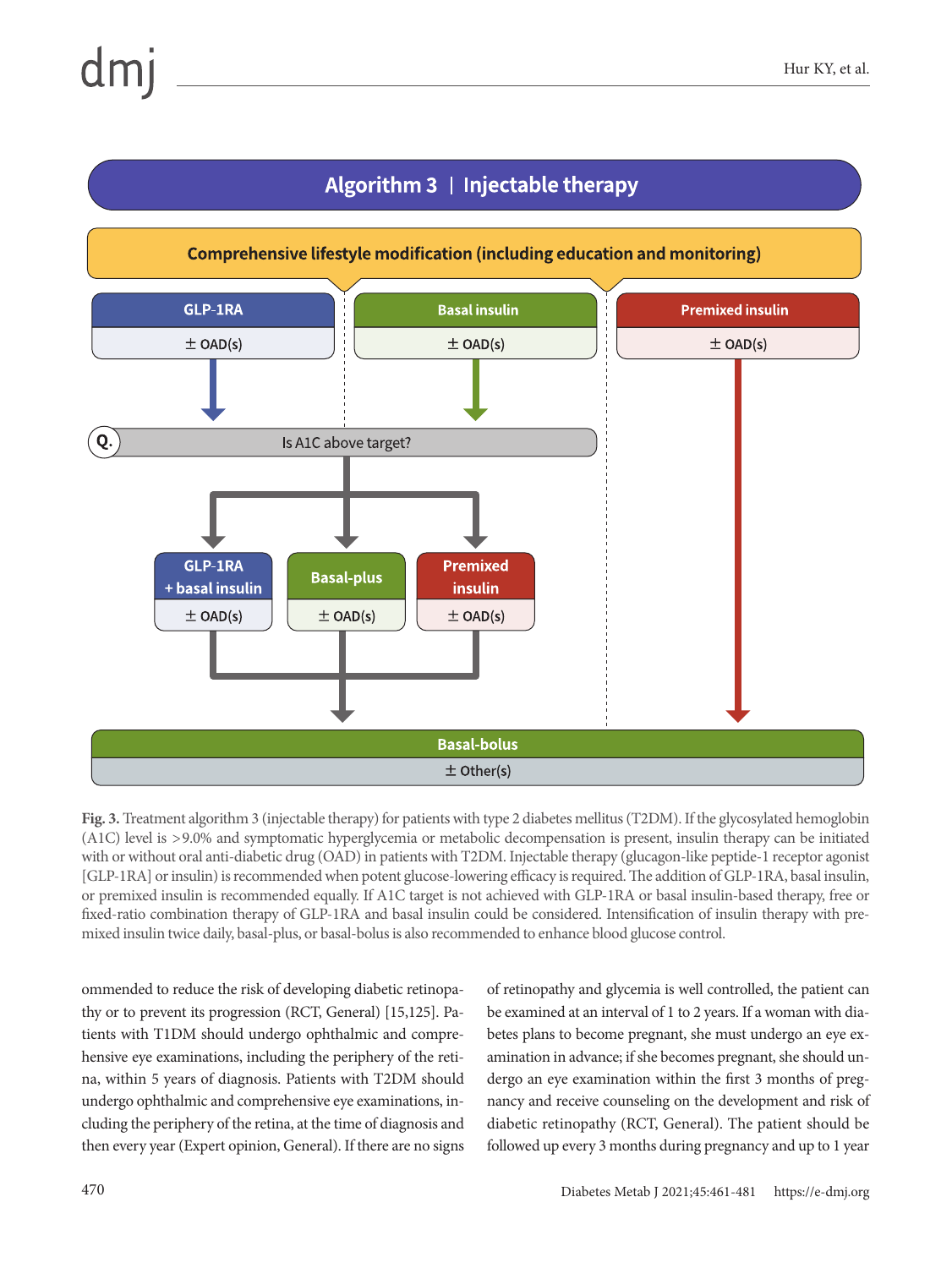## Algorithm 3 | Injectable therapy

**Comprehensive lifestyle modification (including education and monitoring)**

- **GLP-1RA** ± OAD(s)
- **Basal insulin** ± OAD(s)
- **Premixed insulin** ± OAD(s)

**Q.** Is A1C above target?

- **GLP-1RA + basal insulin** ± OAD(s)
- **Basal-plus** ± OAD(s)
- **Premixed insulin** ± OAD(s)

**Basal-bolus** ± Other(s)

**Fig. 3.** Treatment algorithm 3 (injectable therapy) for patients with type 2 diabetes mellitus (T2DM). If the glycosylated hemoglobin (A1C) level is >9.0% and symptomatic hyperglycemia or metabolic decompensation is present, insulin therapy can be initiated with or without oral anti-diabetic drug (OAD) in patients with T2DM. Injectable therapy (glucagon-like peptide-1 receptor agonist [GLP-1RA] or insulin) is recommended when potent glucose-lowering efficacy is required. The addition of GLP-1RA, basal insulin, or premixed insulin is recommended equally. If A1C target is not achieved with GLP-1RA or basal insulin-based therapy, free or fixed-ratio combination therapy of GLP-1RA and basal insulin could be considered. Intensification of insulin therapy with premixed insulin twice daily, basal-plus, or basal-bolus is also recommended to enhance blood glucose control.

ommended to reduce the risk of developing diabetic retinopathy or to prevent its progression (RCT, General) [15,125]. Patients with T1DM should undergo ophthalmic and comprehensive eye examinations, including the periphery of the retina, within 5 years of diagnosis. Patients with T2DM should undergo ophthalmic and comprehensive eye examinations, including the periphery of the retina, at the time of diagnosis and then every year (Expert opinion, General). If there are no signs of retinopathy and glycemia is well controlled, the patient can be examined at an interval of 1 to 2 years. If a woman with diabetes plans to become pregnant, she must undergo an eye examination in advance; if she becomes pregnant, she should undergo an eye examination within the first 3 months of pregnancy and receive counseling on the development and risk of diabetic retinopathy (RCT, General). The patient should be followed up every 3 months during pregnancy and up to 1 year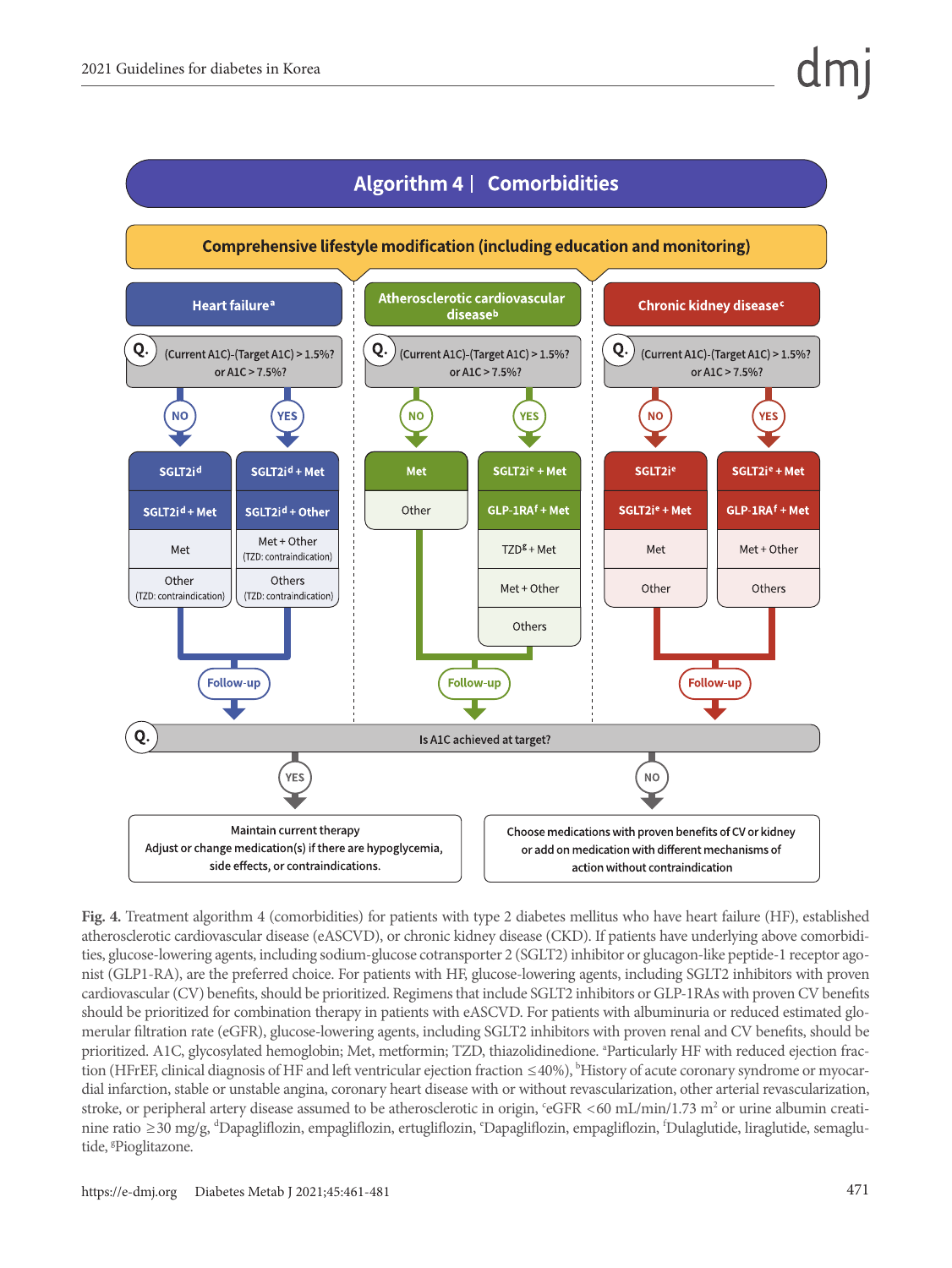## Algorithm 4 | Comorbidities

**Comprehensive lifestyle modification (including education and monitoring)**

**Heart failure[a]**

Q. (Current A1C)-(Target A1C) > 1.5%? or A1C > 7.5%?

- NO:
  - SGLT2i[d]
  - SGLT2i[d] + Met
  - Met
  - Other (TZD: contraindication)
- YES:
  - SGLT2i[d] + Met
  - SGLT2i[d] + Other
  - Met + Other (TZD: contraindication)
  - Others (TZD: contraindication)

Follow-up

**Atherosclerotic cardiovascular disease[b]**

Q. (Current A1C)-(Target A1C) > 1.5%? or A1C > 7.5%?

- NO:
  - Met
  - Other
- YES:
  - SGLT2i[e] + Met
  - GLP-1RA[f] + Met
  - TZD[g] + Met
  - Met + Other
  - Others

Follow-up

**Chronic kidney disease[c]**

Q. (Current A1C)-(Target A1C) > 1.5%? or A1C > 7.5%?

- NO:
  - SGLT2i[e]
  - SGLT2i[e] + Met
  - Met
  - Other
- YES:
  - SGLT2i[e] + Met
  - GLP-1RA[f] + Met
  - Met + Other
  - Others

Follow-up

Q. Is A1C achieved at target?

- YES: Maintain current therapy. Adjust or change medication(s) if there are hypoglycemia, side effects, or contraindications.
- NO: Choose medications with proven benefits of CV or kidney or add on medication with different mechanisms of action without contraindication

**Fig. 4.** Treatment algorithm 4 (comorbidities) for patients with type 2 diabetes mellitus who have heart failure (HF), established atherosclerotic cardiovascular disease (eASCVD), or chronic kidney disease (CKD). If patients have underlying above comorbidities, glucose-lowering agents, including sodium-glucose cotransporter 2 (SGLT2) inhibitor or glucagon-like peptide-1 receptor agonist (GLP1-RA), are the preferred choice. For patients with HF, glucose-lowering agents, including SGLT2 inhibitors with proven cardiovascular (CV) benefits, should be prioritized. Regimens that include SGLT2 inhibitors or GLP-1RAs with proven CV benefits should be prioritized for combination therapy in patients with eASCVD. For patients with albuminuria or reduced estimated glomerular filtration rate (eGFR), glucose-lowering agents, including SGLT2 inhibitors with proven renal and CV benefits, should be prioritized. A1C, glycosylated hemoglobin; Met, metformin; TZD, thiazolidinedione. [a]Particularly HF with reduced ejection fraction (HFrEF, clinical diagnosis of HF and left ventricular ejection fraction ≤40%), [b]History of acute coronary syndrome or myocardial infarction, stable or unstable angina, coronary heart disease with or without revascularization, other arterial revascularization, stroke, or peripheral artery disease assumed to be atherosclerotic in origin, [c]eGFR <60 mL/min/1.73 $m^2$ or urine albumin creatinine ratio ≥30 mg/g, [d]Dapagliflozin, empagliflozin, ertugliflozin, [e]Dapagliflozin, empagliflozin, [f]Dulaglutide, liraglutide, semaglutide, [g]Pioglitazone.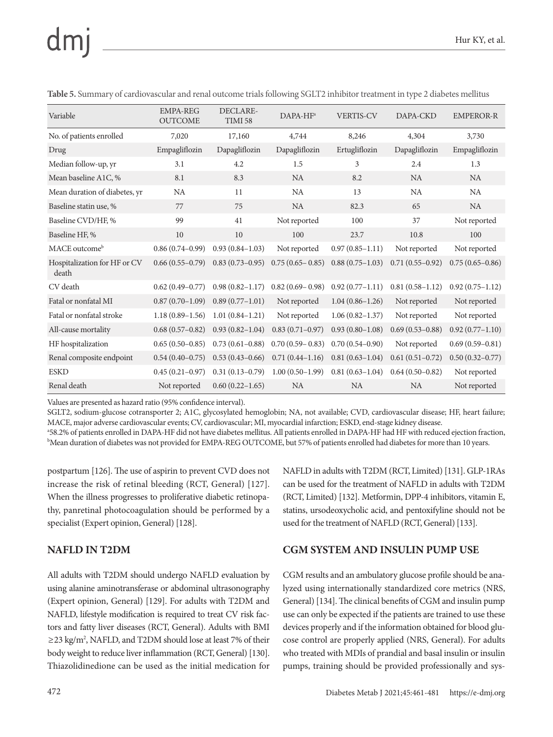**Table 5.** Summary of cardiovascular and renal outcome trials following SGLT2 inhibitor treatment in type 2 diabetes mellitus

| Variable | EMPA-REG OUTCOME | DECLARE-TIMI 58 | DAPA-HF[a] | VERTIS-CV | DAPA-CKD | EMPEROR-R |
|---|---|---|---|---|---|---|
| No. of patients enrolled | 7,020 | 17,160 | 4,744 | 8,246 | 4,304 | 3,730 |
| Drug | Empagliflozin | Dapagliflozin | Dapagliflozin | Ertugliflozin | Dapagliflozin | Empagliflozin |
| Median follow-up, yr | 3.1 | 4.2 | 1.5 | 3 | 2.4 | 1.3 |
| Mean baseline A1C, % | 8.1 | 8.3 | NA | 8.2 | NA | NA |
| Mean duration of diabetes, yr | NA | 11 | NA | 13 | NA | NA |
| Baseline statin use, % | 77 | 75 | NA | 82.3 | 65 | NA |
| Baseline CVD/HF, % | 99 | 41 | Not reported | 100 | 37 | Not reported |
| Baseline HF, % | 10 | 10 | 100 | 23.7 | 10.8 | 100 |
| MACE outcome[b] | 0.86 (0.74–0.99) | 0.93 (0.84–1.03) | Not reported | 0.97 (0.85–1.11) | Not reported | Not reported |
| Hospitalization for HF or CV death | 0.66 (0.55–0.79) | 0.83 (0.73–0.95) | 0.75 (0.65– 0.85) | 0.88 (0.75–1.03) | 0.71 (0.55–0.92) | 0.75 (0.65–0.86) |
| CV death | 0.62 (0.49–0.77) | 0.98 (0.82–1.17) | 0.82 (0.69– 0.98) | 0.92 (0.77–1.11) | 0.81 (0.58–1.12) | 0.92 (0.75–1.12) |
| Fatal or nonfatal MI | 0.87 (0.70–1.09) | 0.89 (0.77–1.01) | Not reported | 1.04 (0.86–1.26) | Not reported | Not reported |
| Fatal or nonfatal stroke | 1.18 (0.89–1.56) | 1.01 (0.84–1.21) | Not reported | 1.06 (0.82–1.37) | Not reported | Not reported |
| All-cause mortality | 0.68 (0.57–0.82) | 0.93 (0.82–1.04) | 0.83 (0.71–0.97) | 0.93 (0.80–1.08) | 0.69 (0.53–0.88) | 0.92 (0.77–1.10) |
| HF hospitalization | 0.65 (0.50–0.85) | 0.73 (0.61–0.88) | 0.70 (0.59– 0.83) | 0.70 (0.54–0.90) | Not reported | 0.69 (0.59–0.81) |
| Renal composite endpoint | 0.54 (0.40–0.75) | 0.53 (0.43–0.66) | 0.71 (0.44–1.16) | 0.81 (0.63–1.04) | 0.61 (0.51–0.72) | 0.50 (0.32–0.77) |
| ESKD | 0.45 (0.21–0.97) | 0.31 (0.13–0.79) | 1.00 (0.50–1.99) | 0.81 (0.63–1.04) | 0.64 (0.50–0.82) | Not reported |
| Renal death | Not reported | 0.60 (0.22–1.65) | NA | NA | NA | Not reported |

Values are presented as hazard ratio (95% confidence interval).

SGLT2, sodium-glucose cotransporter 2; A1C, glycosylated hemoglobin; NA, not available; CVD, cardiovascular disease; HF, heart failure; MACE, major adverse cardiovascular events; CV, cardiovascular; MI, myocardial infarction; ESKD, end-stage kidney disease.

[a]58.2% of patients enrolled in DAPA-HF did not have diabetes mellitus. All patients enrolled in DAPA-HF had HF with reduced ejection fraction, [b]Mean duration of diabetes was not provided for EMPA-REG OUTCOME, but 57% of patients enrolled had diabetes for more than 10 years.

postpartum [126]. The use of aspirin to prevent CVD does not increase the risk of retinal bleeding (RCT, General) [127]. When the illness progresses to proliferative diabetic retinopathy, panretinal photocoagulation should be performed by a specialist (Expert opinion, General) [128].

## NAFLD IN T2DM

All adults with T2DM should undergo NAFLD evaluation by using alanine aminotransferase or abdominal ultrasonography (Expert opinion, General) [129]. For adults with T2DM and NAFLD, lifestyle modification is required to treat CV risk factors and fatty liver diseases (RCT, General). Adults with BMI ≥23 kg/m$^2$, NAFLD, and T2DM should lose at least 7% of their body weight to reduce liver inflammation (RCT, General) [130]. Thiazolidinedione can be used as the initial medication for NAFLD in adults with T2DM (RCT, Limited) [131]. GLP-1RAs can be used for the treatment of NAFLD in adults with T2DM (RCT, Limited) [132]. Metformin, DPP-4 inhibitors, vitamin E, statins, ursodeoxycholic acid, and pentoxifyline should not be used for the treatment of NAFLD (RCT, General) [133].

## CGM SYSTEM AND INSULIN PUMP USE

CGM results and an ambulatory glucose profile should be analyzed using internationally standardized core metrics (NRS, General) [134]. The clinical benefits of CGM and insulin pump use can only be expected if the patients are trained to use these devices properly and if the information obtained for blood glucose control are properly applied (NRS, General). For adults who treated with MDIs of prandial and basal insulin or insulin pumps, training should be provided professionally and sys-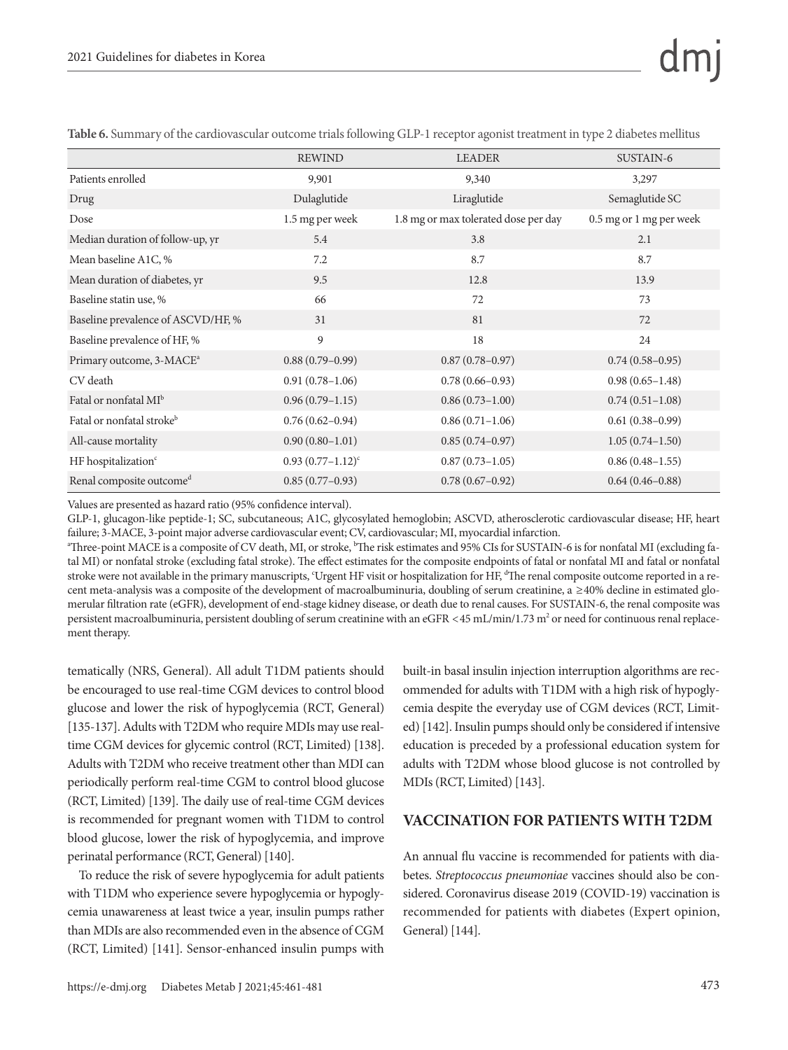**Table 6.** Summary of the cardiovascular outcome trials following GLP-1 receptor agonist treatment in type 2 diabetes mellitus

| | REWIND | LEADER | SUSTAIN-6 |
|---|---|---|---|
| Patients enrolled | 9,901 | 9,340 | 3,297 |
| Drug | Dulaglutide | Liraglutide | Semaglutide SC |
| Dose | 1.5 mg per week | 1.8 mg or max tolerated dose per day | 0.5 mg or 1 mg per week |
| Median duration of follow-up, yr | 5.4 | 3.8 | 2.1 |
| Mean baseline A1C, % | 7.2 | 8.7 | 8.7 |
| Mean duration of diabetes, yr | 9.5 | 12.8 | 13.9 |
| Baseline statin use, % | 66 | 72 | 73 |
| Baseline prevalence of ASCVD/HF, % | 31 | 81 | 72 |
| Baseline prevalence of HF, % | 9 | 18 | 24 |
| Primary outcome, 3-MACE[a] | 0.88 (0.79–0.99) | 0.87 (0.78–0.97) | 0.74 (0.58–0.95) |
| CV death | 0.91 (0.78–1.06) | 0.78 (0.66–0.93) | 0.98 (0.65–1.48) |
| Fatal or nonfatal MI[b] | 0.96 (0.79–1.15) | 0.86 (0.73–1.00) | 0.74 (0.51–1.08) |
| Fatal or nonfatal stroke[b] | 0.76 (0.62–0.94) | 0.86 (0.71–1.06) | 0.61 (0.38–0.99) |
| All-cause mortality | 0.90 (0.80–1.01) | 0.85 (0.74–0.97) | 1.05 (0.74–1.50) |
| HF hospitalization[c] | 0.93 (0.77–1.12)[c] | 0.87 (0.73–1.05) | 0.86 (0.48–1.55) |
| Renal composite outcome[d] | 0.85 (0.77–0.93) | 0.78 (0.67–0.92) | 0.64 (0.46–0.88) |

Values are presented as hazard ratio (95% confidence interval).

GLP-1, glucagon-like peptide-1; SC, subcutaneous; A1C, glycosylated hemoglobin; ASCVD, atherosclerotic cardiovascular disease; HF, heart failure; 3-MACE, 3-point major adverse cardiovascular event; CV, cardiovascular; MI, myocardial infarction.

[a]Three-point MACE is a composite of CV death, MI, or stroke, [b]The risk estimates and 95% CIs for SUSTAIN-6 is for nonfatal MI (excluding fatal MI) or nonfatal stroke (excluding fatal stroke). The effect estimates for the composite endpoints of fatal or nonfatal MI and fatal or nonfatal stroke were not available in the primary manuscripts, [c]Urgent HF visit or hospitalization for HF, [d]The renal composite outcome reported in a recent meta-analysis was a composite of the development of macroalbuminuria, doubling of serum creatinine, a ≥40% decline in estimated glomerular filtration rate (eGFR), development of end-stage kidney disease, or death due to renal causes. For SUSTAIN-6, the renal composite was persistent macroalbuminuria, persistent doubling of serum creatinine with an eGFR <45 mL/min/1.73 m$^2$ or need for continuous renal replacement therapy.

tematically (NRS, General). All adult T1DM patients should be encouraged to use real-time CGM devices to control blood glucose and lower the risk of hypoglycemia (RCT, General) [135-137]. Adults with T2DM who require MDIs may use real-time CGM devices for glycemic control (RCT, Limited) [138]. Adults with T2DM who receive treatment other than MDI can periodically perform real-time CGM to control blood glucose (RCT, Limited) [139]. The daily use of real-time CGM devices is recommended for pregnant women with T1DM to control blood glucose, lower the risk of hypoglycemia, and improve perinatal performance (RCT, General) [140].

To reduce the risk of severe hypoglycemia for adult patients with T1DM who experience severe hypoglycemia or hypoglycemia unawareness at least twice a year, insulin pumps rather than MDIs are also recommended even in the absence of CGM (RCT, Limited) [141]. Sensor-enhanced insulin pumps with built-in basal insulin injection interruption algorithms are recommended for adults with T1DM with a high risk of hypoglycemia despite the everyday use of CGM devices (RCT, Limited) [142]. Insulin pumps should only be considered if intensive education is preceded by a professional education system for adults with T2DM whose blood glucose is not controlled by MDIs (RCT, Limited) [143].

## VACCINATION FOR PATIENTS WITH T2DM

An annual flu vaccine is recommended for patients with diabetes. *Streptococcus pneumoniae* vaccines should also be considered. Coronavirus disease 2019 (COVID-19) vaccination is recommended for patients with diabetes (Expert opinion, General) [144].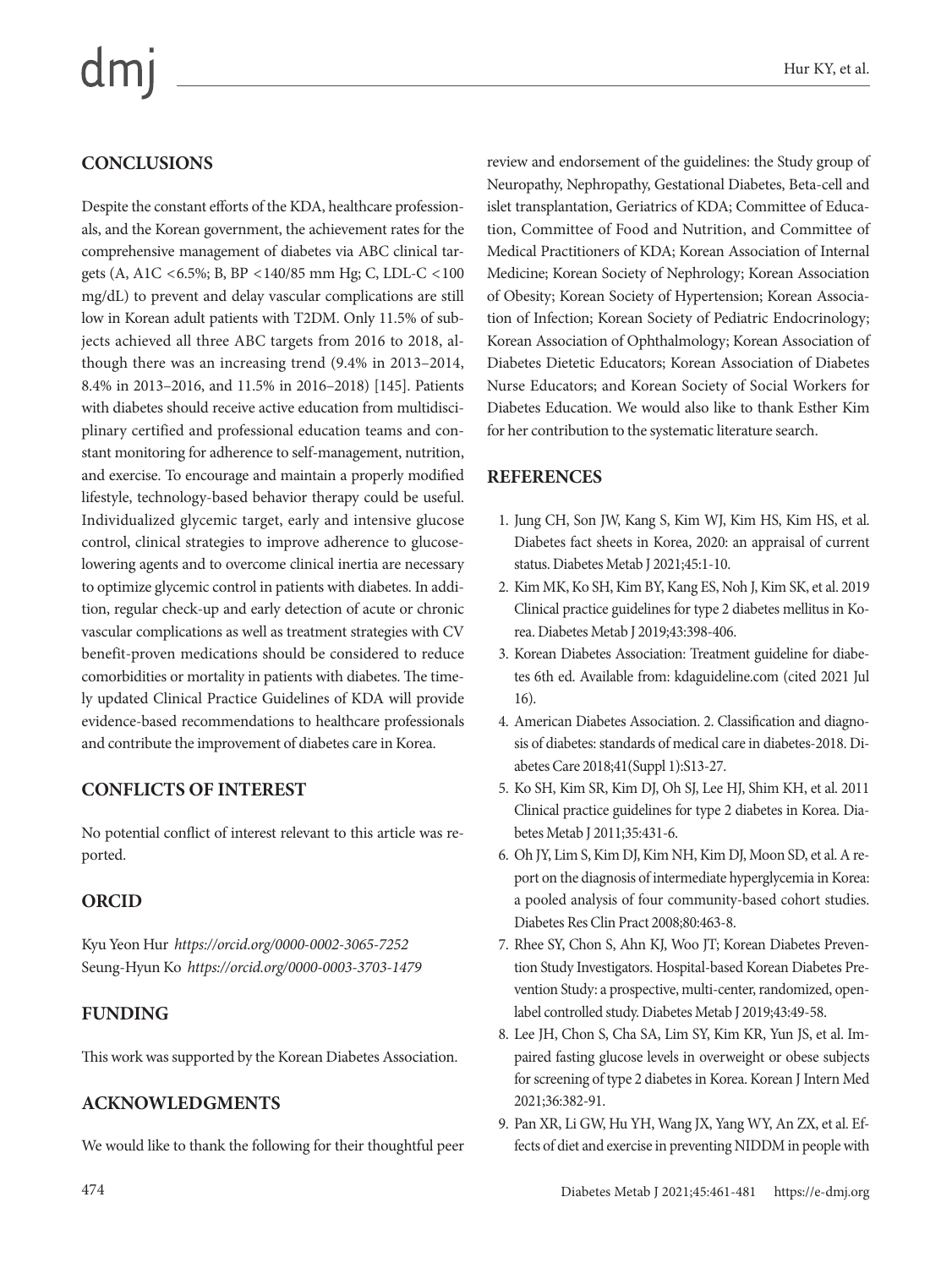## CONCLUSIONS

Despite the constant efforts of the KDA, healthcare professionals, and the Korean government, the achievement rates for the comprehensive management of diabetes via ABC clinical targets (A, A1C <6.5%; B, BP <140/85 mm Hg; C, LDL-C <100 mg/dL) to prevent and delay vascular complications are still low in Korean adult patients with T2DM. Only 11.5% of subjects achieved all three ABC targets from 2016 to 2018, although there was an increasing trend (9.4% in 2013–2014, 8.4% in 2013–2016, and 11.5% in 2016–2018) [145]. Patients with diabetes should receive active education from multidisciplinary certified and professional education teams and constant monitoring for adherence to self-management, nutrition, and exercise. To encourage and maintain a properly modified lifestyle, technology-based behavior therapy could be useful. Individualized glycemic target, early and intensive glucose control, clinical strategies to improve adherence to glucose-lowering agents and to overcome clinical inertia are necessary to optimize glycemic control in patients with diabetes. In addition, regular check-up and early detection of acute or chronic vascular complications as well as treatment strategies with CV benefit-proven medications should be considered to reduce comorbidities or mortality in patients with diabetes. The timely updated Clinical Practice Guidelines of KDA will provide evidence-based recommendations to healthcare professionals and contribute the improvement of diabetes care in Korea.

## CONFLICTS OF INTEREST

No potential conflict of interest relevant to this article was reported.

## ORCID

Kyu Yeon Hur *https://orcid.org/0000-0002-3065-7252*
Seung-Hyun Ko *https://orcid.org/0000-0003-3703-1479*

## FUNDING

This work was supported by the Korean Diabetes Association.

## ACKNOWLEDGMENTS

We would like to thank the following for their thoughtful peer review and endorsement of the guidelines: the Study group of Neuropathy, Nephropathy, Gestational Diabetes, Beta-cell and islet transplantation, Geriatrics of KDA; Committee of Education, Committee of Food and Nutrition, and Committee of Medical Practitioners of KDA; Korean Association of Internal Medicine; Korean Society of Nephrology; Korean Association of Obesity; Korean Society of Hypertension; Korean Association of Infection; Korean Society of Pediatric Endocrinology; Korean Association of Ophthalmology; Korean Association of Diabetes Dietetic Educators; Korean Association of Diabetes Nurse Educators; and Korean Society of Social Workers for Diabetes Education. We would also like to thank Esther Kim for her contribution to the systematic literature search.

## REFERENCES

1. Jung CH, Son JW, Kang S, Kim WJ, Kim HS, Kim HS, et al. Diabetes fact sheets in Korea, 2020: an appraisal of current status. Diabetes Metab J 2021;45:1-10.
2. Kim MK, Ko SH, Kim BY, Kang ES, Noh J, Kim SK, et al. 2019 Clinical practice guidelines for type 2 diabetes mellitus in Korea. Diabetes Metab J 2019;43:398-406.
3. Korean Diabetes Association: Treatment guideline for diabetes 6th ed. Available from: kdaguideline.com (cited 2021 Jul 16).
4. American Diabetes Association. 2. Classification and diagnosis of diabetes: standards of medical care in diabetes-2018. Diabetes Care 2018;41(Suppl 1):S13-27.
5. Ko SH, Kim SR, Kim DJ, Oh SJ, Lee HJ, Shim KH, et al. 2011 Clinical practice guidelines for type 2 diabetes in Korea. Diabetes Metab J 2011;35:431-6.
6. Oh JY, Lim S, Kim DJ, Kim NH, Kim DJ, Moon SD, et al. A report on the diagnosis of intermediate hyperglycemia in Korea: a pooled analysis of four community-based cohort studies. Diabetes Res Clin Pract 2008;80:463-8.
7. Rhee SY, Chon S, Ahn KJ, Woo JT; Korean Diabetes Prevention Study Investigators. Hospital-based Korean Diabetes Prevention Study: a prospective, multi-center, randomized, open-label controlled study. Diabetes Metab J 2019;43:49-58.
8. Lee JH, Chon S, Cha SA, Lim SY, Kim KR, Yun JS, et al. Impaired fasting glucose levels in overweight or obese subjects for screening of type 2 diabetes in Korea. Korean J Intern Med 2021;36:382-91.
9. Pan XR, Li GW, Hu YH, Wang JX, Yang WY, An ZX, et al. Effects of diet and exercise in preventing NIDDM in people with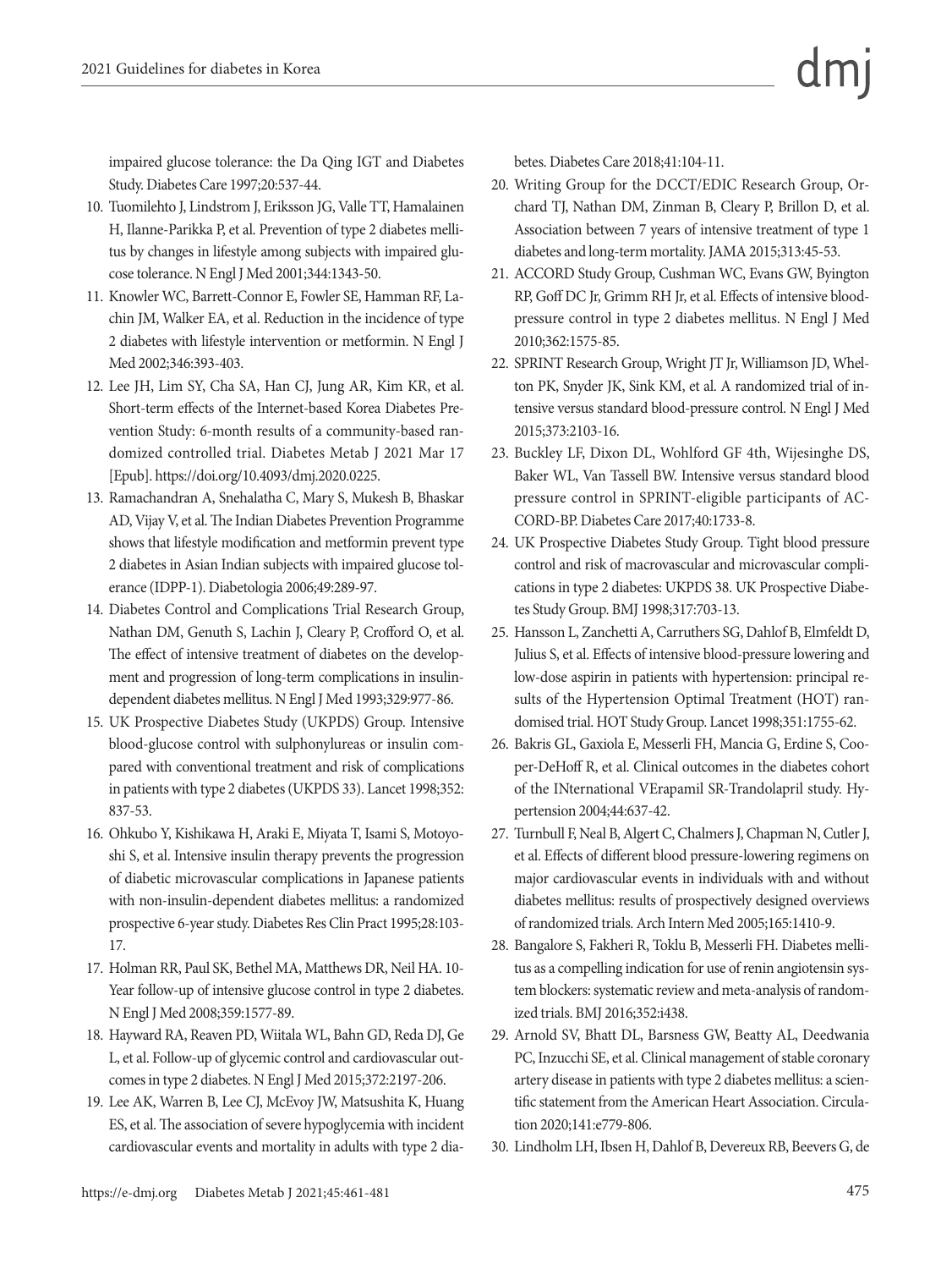impaired glucose tolerance: the Da Qing IGT and Diabetes Study. Diabetes Care 1997;20:537-44.

10. Tuomilehto J, Lindstrom J, Eriksson JG, Valle TT, Hamalainen H, Ilanne-Parikka P, et al. Prevention of type 2 diabetes mellitus by changes in lifestyle among subjects with impaired glucose tolerance. N Engl J Med 2001;344:1343-50.
11. Knowler WC, Barrett-Connor E, Fowler SE, Hamman RF, Lachin JM, Walker EA, et al. Reduction in the incidence of type 2 diabetes with lifestyle intervention or metformin. N Engl J Med 2002;346:393-403.
12. Lee JH, Lim SY, Cha SA, Han CJ, Jung AR, Kim KR, et al. Short-term effects of the Internet-based Korea Diabetes Prevention Study: 6-month results of a community-based randomized controlled trial. Diabetes Metab J 2021 Mar 17 [Epub]. https://doi.org/10.4093/dmj.2020.0225.
13. Ramachandran A, Snehalatha C, Mary S, Mukesh B, Bhaskar AD, Vijay V, et al. The Indian Diabetes Prevention Programme shows that lifestyle modification and metformin prevent type 2 diabetes in Asian Indian subjects with impaired glucose tolerance (IDPP-1). Diabetologia 2006;49:289-97.
14. Diabetes Control and Complications Trial Research Group, Nathan DM, Genuth S, Lachin J, Cleary P, Crofford O, et al. The effect of intensive treatment of diabetes on the development and progression of long-term complications in insulin-dependent diabetes mellitus. N Engl J Med 1993;329:977-86.
15. UK Prospective Diabetes Study (UKPDS) Group. Intensive blood-glucose control with sulphonylureas or insulin compared with conventional treatment and risk of complications in patients with type 2 diabetes (UKPDS 33). Lancet 1998;352:837-53.
16. Ohkubo Y, Kishikawa H, Araki E, Miyata T, Isami S, Motoyoshi S, et al. Intensive insulin therapy prevents the progression of diabetic microvascular complications in Japanese patients with non-insulin-dependent diabetes mellitus: a randomized prospective 6-year study. Diabetes Res Clin Pract 1995;28:103-17.
17. Holman RR, Paul SK, Bethel MA, Matthews DR, Neil HA. 10-Year follow-up of intensive glucose control in type 2 diabetes. N Engl J Med 2008;359:1577-89.
18. Hayward RA, Reaven PD, Wiitala WL, Bahn GD, Reda DJ, Ge L, et al. Follow-up of glycemic control and cardiovascular outcomes in type 2 diabetes. N Engl J Med 2015;372:2197-206.
19. Lee AK, Warren B, Lee CJ, McEvoy JW, Matsushita K, Huang ES, et al. The association of severe hypoglycemia with incident cardiovascular events and mortality in adults with type 2 diabetes. Diabetes Care 2018;41:104-11.
20. Writing Group for the DCCT/EDIC Research Group, Orchard TJ, Nathan DM, Zinman B, Cleary P, Brillon D, et al. Association between 7 years of intensive treatment of type 1 diabetes and long-term mortality. JAMA 2015;313:45-53.
21. ACCORD Study Group, Cushman WC, Evans GW, Byington RP, Goff DC Jr, Grimm RH Jr, et al. Effects of intensive blood-pressure control in type 2 diabetes mellitus. N Engl J Med 2010;362:1575-85.
22. SPRINT Research Group, Wright JT Jr, Williamson JD, Whelton PK, Snyder JK, Sink KM, et al. A randomized trial of intensive versus standard blood-pressure control. N Engl J Med 2015;373:2103-16.
23. Buckley LF, Dixon DL, Wohlford GF 4th, Wijesinghe DS, Baker WL, Van Tassell BW. Intensive versus standard blood pressure control in SPRINT-eligible participants of ACCORD-BP. Diabetes Care 2017;40:1733-8.
24. UK Prospective Diabetes Study Group. Tight blood pressure control and risk of macrovascular and microvascular complications in type 2 diabetes: UKPDS 38. UK Prospective Diabetes Study Group. BMJ 1998;317:703-13.
25. Hansson L, Zanchetti A, Carruthers SG, Dahlof B, Elmfeldt D, Julius S, et al. Effects of intensive blood-pressure lowering and low-dose aspirin in patients with hypertension: principal results of the Hypertension Optimal Treatment (HOT) randomised trial. HOT Study Group. Lancet 1998;351:1755-62.
26. Bakris GL, Gaxiola E, Messerli FH, Mancia G, Erdine S, Cooper-DeHoff R, et al. Clinical outcomes in the diabetes cohort of the INternational VErapamil SR-Trandolapril study. Hypertension 2004;44:637-42.
27. Turnbull F, Neal B, Algert C, Chalmers J, Chapman N, Cutler J, et al. Effects of different blood pressure-lowering regimens on major cardiovascular events in individuals with and without diabetes mellitus: results of prospectively designed overviews of randomized trials. Arch Intern Med 2005;165:1410-9.
28. Bangalore S, Fakheri R, Toklu B, Messerli FH. Diabetes mellitus as a compelling indication for use of renin angiotensin system blockers: systematic review and meta-analysis of randomized trials. BMJ 2016;352:i438.
29. Arnold SV, Bhatt DL, Barsness GW, Beatty AL, Deedwania PC, Inzucchi SE, et al. Clinical management of stable coronary artery disease in patients with type 2 diabetes mellitus: a scientific statement from the American Heart Association. Circulation 2020;141:e779-806.
30. Lindholm LH, Ibsen H, Dahlof B, Devereux RB, Beevers G, de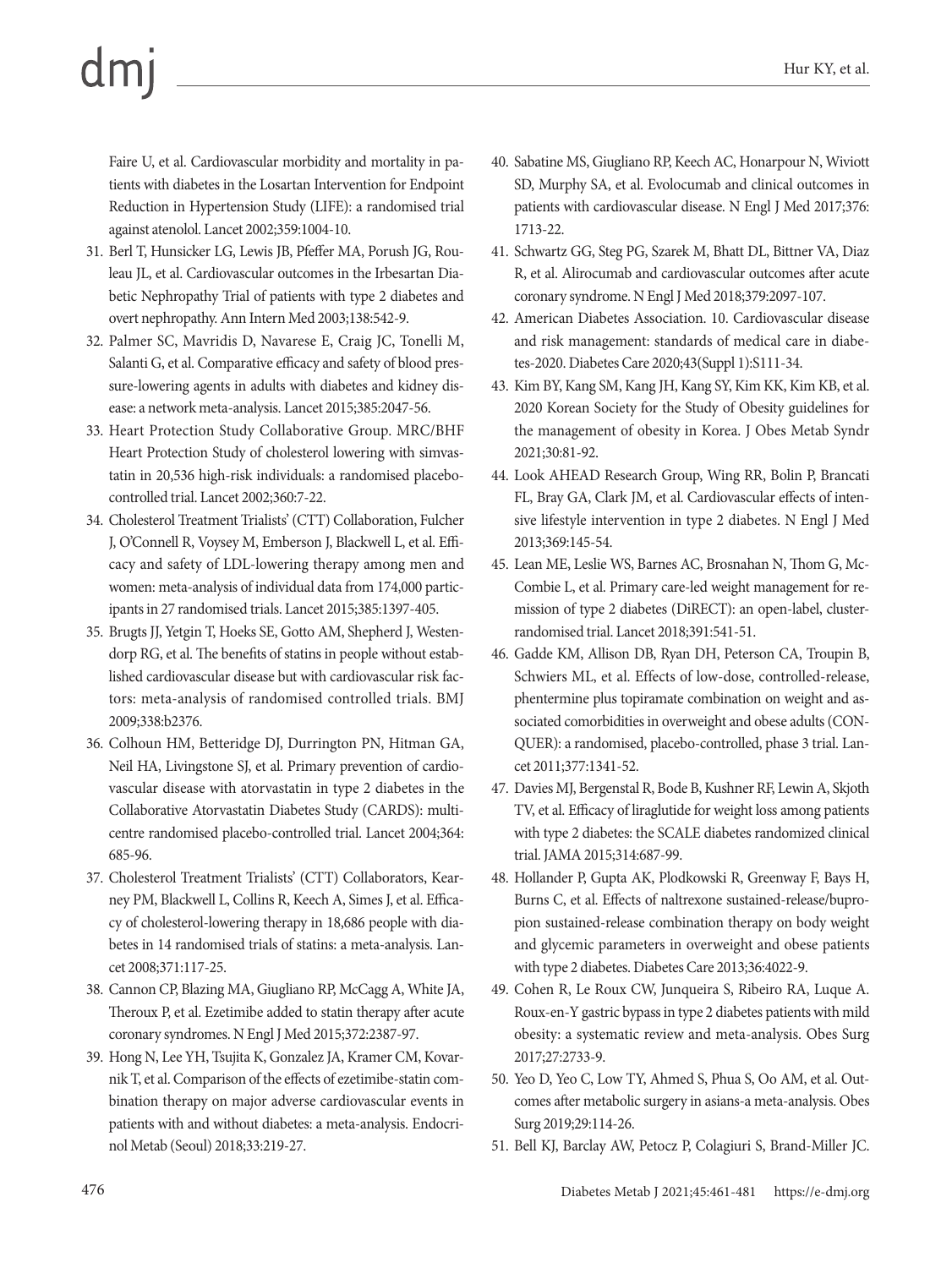Faire U, et al. Cardiovascular morbidity and mortality in patients with diabetes in the Losartan Intervention for Endpoint Reduction in Hypertension Study (LIFE): a randomised trial against atenolol. Lancet 2002;359:1004-10.

31. Berl T, Hunsicker LG, Lewis JB, Pfeffer MA, Porush JG, Rouleau JL, et al. Cardiovascular outcomes in the Irbesartan Diabetic Nephropathy Trial of patients with type 2 diabetes and overt nephropathy. Ann Intern Med 2003;138:542-9.
32. Palmer SC, Mavridis D, Navarese E, Craig JC, Tonelli M, Salanti G, et al. Comparative efficacy and safety of blood pressure-lowering agents in adults with diabetes and kidney disease: a network meta-analysis. Lancet 2015;385:2047-56.
33. Heart Protection Study Collaborative Group. MRC/BHF Heart Protection Study of cholesterol lowering with simvastatin in 20,536 high-risk individuals: a randomised placebo-controlled trial. Lancet 2002;360:7-22.
34. Cholesterol Treatment Trialists' (CTT) Collaboration, Fulcher J, O'Connell R, Voysey M, Emberson J, Blackwell L, et al. Efficacy and safety of LDL-lowering therapy among men and women: meta-analysis of individual data from 174,000 participants in 27 randomised trials. Lancet 2015;385:1397-405.
35. Brugts JJ, Yetgin T, Hoeks SE, Gotto AM, Shepherd J, Westendorp RG, et al. The benefits of statins in people without established cardiovascular disease but with cardiovascular risk factors: meta-analysis of randomised controlled trials. BMJ 2009;338:b2376.
36. Colhoun HM, Betteridge DJ, Durrington PN, Hitman GA, Neil HA, Livingstone SJ, et al. Primary prevention of cardiovascular disease with atorvastatin in type 2 diabetes in the Collaborative Atorvastatin Diabetes Study (CARDS): multicentre randomised placebo-controlled trial. Lancet 2004;364:685-96.
37. Cholesterol Treatment Trialists' (CTT) Collaborators, Kearney PM, Blackwell L, Collins R, Keech A, Simes J, et al. Efficacy of cholesterol-lowering therapy in 18,686 people with diabetes in 14 randomised trials of statins: a meta-analysis. Lancet 2008;371:117-25.
38. Cannon CP, Blazing MA, Giugliano RP, McCagg A, White JA, Theroux P, et al. Ezetimibe added to statin therapy after acute coronary syndromes. N Engl J Med 2015;372:2387-97.
39. Hong N, Lee YH, Tsujita K, Gonzalez JA, Kramer CM, Kovarnik T, et al. Comparison of the effects of ezetimibe-statin combination therapy on major adverse cardiovascular events in patients with and without diabetes: a meta-analysis. Endocrinol Metab (Seoul) 2018;33:219-27.
40. Sabatine MS, Giugliano RP, Keech AC, Honarpour N, Wiviott SD, Murphy SA, et al. Evolocumab and clinical outcomes in patients with cardiovascular disease. N Engl J Med 2017;376:1713-22.
41. Schwartz GG, Steg PG, Szarek M, Bhatt DL, Bittner VA, Diaz R, et al. Alirocumab and cardiovascular outcomes after acute coronary syndrome. N Engl J Med 2018;379:2097-107.
42. American Diabetes Association. 10. Cardiovascular disease and risk management: standards of medical care in diabetes-2020. Diabetes Care 2020;43(Suppl 1):S111-34.
43. Kim BY, Kang SM, Kang JH, Kang SY, Kim KK, Kim KB, et al. 2020 Korean Society for the Study of Obesity guidelines for the management of obesity in Korea. J Obes Metab Syndr 2021;30:81-92.
44. Look AHEAD Research Group, Wing RR, Bolin P, Brancati FL, Bray GA, Clark JM, et al. Cardiovascular effects of intensive lifestyle intervention in type 2 diabetes. N Engl J Med 2013;369:145-54.
45. Lean ME, Leslie WS, Barnes AC, Brosnahan N, Thom G, McCombie L, et al. Primary care-led weight management for remission of type 2 diabetes (DiRECT): an open-label, cluster-randomised trial. Lancet 2018;391:541-51.
46. Gadde KM, Allison DB, Ryan DH, Peterson CA, Troupin B, Schwiers ML, et al. Effects of low-dose, controlled-release, phentermine plus topiramate combination on weight and associated comorbidities in overweight and obese adults (CONQUER): a randomised, placebo-controlled, phase 3 trial. Lancet 2011;377:1341-52.
47. Davies MJ, Bergenstal R, Bode B, Kushner RF, Lewin A, Skjoth TV, et al. Efficacy of liraglutide for weight loss among patients with type 2 diabetes: the SCALE diabetes randomized clinical trial. JAMA 2015;314:687-99.
48. Hollander P, Gupta AK, Plodkowski R, Greenway F, Bays H, Burns C, et al. Effects of naltrexone sustained-release/bupropion sustained-release combination therapy on body weight and glycemic parameters in overweight and obese patients with type 2 diabetes. Diabetes Care 2013;36:4022-9.
49. Cohen R, Le Roux CW, Junqueira S, Ribeiro RA, Luque A. Roux-en-Y gastric bypass in type 2 diabetes patients with mild obesity: a systematic review and meta-analysis. Obes Surg 2017;27:2733-9.
50. Yeo D, Yeo C, Low TY, Ahmed S, Phua S, Oo AM, et al. Outcomes after metabolic surgery in asians-a meta-analysis. Obes Surg 2019;29:114-26.
51. Bell KJ, Barclay AW, Petocz P, Colagiuri S, Brand-Miller JC.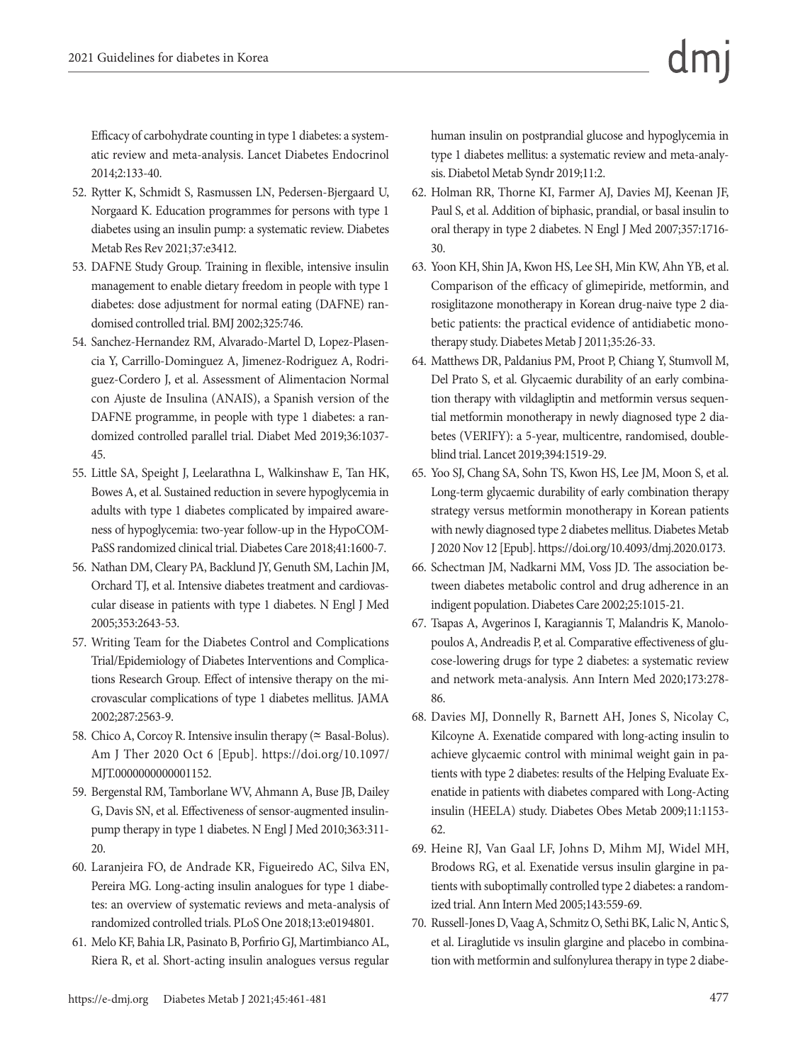Efficacy of carbohydrate counting in type 1 diabetes: a systematic review and meta-analysis. Lancet Diabetes Endocrinol 2014;2:133-40.

52. Rytter K, Schmidt S, Rasmussen LN, Pedersen-Bjergaard U, Norgaard K. Education programmes for persons with type 1 diabetes using an insulin pump: a systematic review. Diabetes Metab Res Rev 2021;37:e3412.
53. DAFNE Study Group. Training in flexible, intensive insulin management to enable dietary freedom in people with type 1 diabetes: dose adjustment for normal eating (DAFNE) randomised controlled trial. BMJ 2002;325:746.
54. Sanchez-Hernandez RM, Alvarado-Martel D, Lopez-Plasencia Y, Carrillo-Dominguez A, Jimenez-Rodriguez A, Rodriguez-Cordero J, et al. Assessment of Alimentacion Normal con Ajuste de Insulina (ANAIS), a Spanish version of the DAFNE programme, in people with type 1 diabetes: a randomized controlled parallel trial. Diabet Med 2019;36:1037-45.
55. Little SA, Speight J, Leelarathna L, Walkinshaw E, Tan HK, Bowes A, et al. Sustained reduction in severe hypoglycemia in adults with type 1 diabetes complicated by impaired awareness of hypoglycemia: two-year follow-up in the HypoCOMPaSS randomized clinical trial. Diabetes Care 2018;41:1600-7.
56. Nathan DM, Cleary PA, Backlund JY, Genuth SM, Lachin JM, Orchard TJ, et al. Intensive diabetes treatment and cardiovascular disease in patients with type 1 diabetes. N Engl J Med 2005;353:2643-53.
57. Writing Team for the Diabetes Control and Complications Trial/Epidemiology of Diabetes Interventions and Complications Research Group. Effect of intensive therapy on the microvascular complications of type 1 diabetes mellitus. JAMA 2002;287:2563-9.
58. Chico A, Corcoy R. Intensive insulin therapy (≃ Basal-Bolus). Am J Ther 2020 Oct 6 [Epub]. https://doi.org/10.1097/MJT.0000000000001152.
59. Bergenstal RM, Tamborlane WV, Ahmann A, Buse JB, Dailey G, Davis SN, et al. Effectiveness of sensor-augmented insulin-pump therapy in type 1 diabetes. N Engl J Med 2010;363:311-20.
60. Laranjeira FO, de Andrade KR, Figueiredo AC, Silva EN, Pereira MG. Long-acting insulin analogues for type 1 diabetes: an overview of systematic reviews and meta-analysis of randomized controlled trials. PLoS One 2018;13:e0194801.
61. Melo KF, Bahia LR, Pasinato B, Porfirio GJ, Martimbianco AL, Riera R, et al. Short-acting insulin analogues versus regular human insulin on postprandial glucose and hypoglycemia in type 1 diabetes mellitus: a systematic review and meta-analysis. Diabetol Metab Syndr 2019;11:2.
62. Holman RR, Thorne KI, Farmer AJ, Davies MJ, Keenan JF, Paul S, et al. Addition of biphasic, prandial, or basal insulin to oral therapy in type 2 diabetes. N Engl J Med 2007;357:1716-30.
63. Yoon KH, Shin JA, Kwon HS, Lee SH, Min KW, Ahn YB, et al. Comparison of the efficacy of glimepiride, metformin, and rosiglitazone monotherapy in Korean drug-naive type 2 diabetic patients: the practical evidence of antidiabetic monotherapy study. Diabetes Metab J 2011;35:26-33.
64. Matthews DR, Paldanius PM, Proot P, Chiang Y, Stumvoll M, Del Prato S, et al. Glycaemic durability of an early combination therapy with vildagliptin and metformin versus sequential metformin monotherapy in newly diagnosed type 2 diabetes (VERIFY): a 5-year, multicentre, randomised, double-blind trial. Lancet 2019;394:1519-29.
65. Yoo SJ, Chang SA, Sohn TS, Kwon HS, Lee JM, Moon S, et al. Long-term glycaemic durability of early combination therapy strategy versus metformin monotherapy in Korean patients with newly diagnosed type 2 diabetes mellitus. Diabetes Metab J 2020 Nov 12 [Epub]. https://doi.org/10.4093/dmj.2020.0173.
66. Schectman JM, Nadkarni MM, Voss JD. The association between diabetes metabolic control and drug adherence in an indigent population. Diabetes Care 2002;25:1015-21.
67. Tsapas A, Avgerinos I, Karagiannis T, Malandris K, Manolopoulos A, Andreadis P, et al. Comparative effectiveness of glucose-lowering drugs for type 2 diabetes: a systematic review and network meta-analysis. Ann Intern Med 2020;173:278-86.
68. Davies MJ, Donnelly R, Barnett AH, Jones S, Nicolay C, Kilcoyne A. Exenatide compared with long-acting insulin to achieve glycaemic control with minimal weight gain in patients with type 2 diabetes: results of the Helping Evaluate Exenatide in patients with diabetes compared with Long-Acting insulin (HEELA) study. Diabetes Obes Metab 2009;11:1153-62.
69. Heine RJ, Van Gaal LF, Johns D, Mihm MJ, Widel MH, Brodows RG, et al. Exenatide versus insulin glargine in patients with suboptimally controlled type 2 diabetes: a randomized trial. Ann Intern Med 2005;143:559-69.
70. Russell-Jones D, Vaag A, Schmitz O, Sethi BK, Lalic N, Antic S, et al. Liraglutide vs insulin glargine and placebo in combination with metformin and sulfonylurea therapy in type 2 diabe-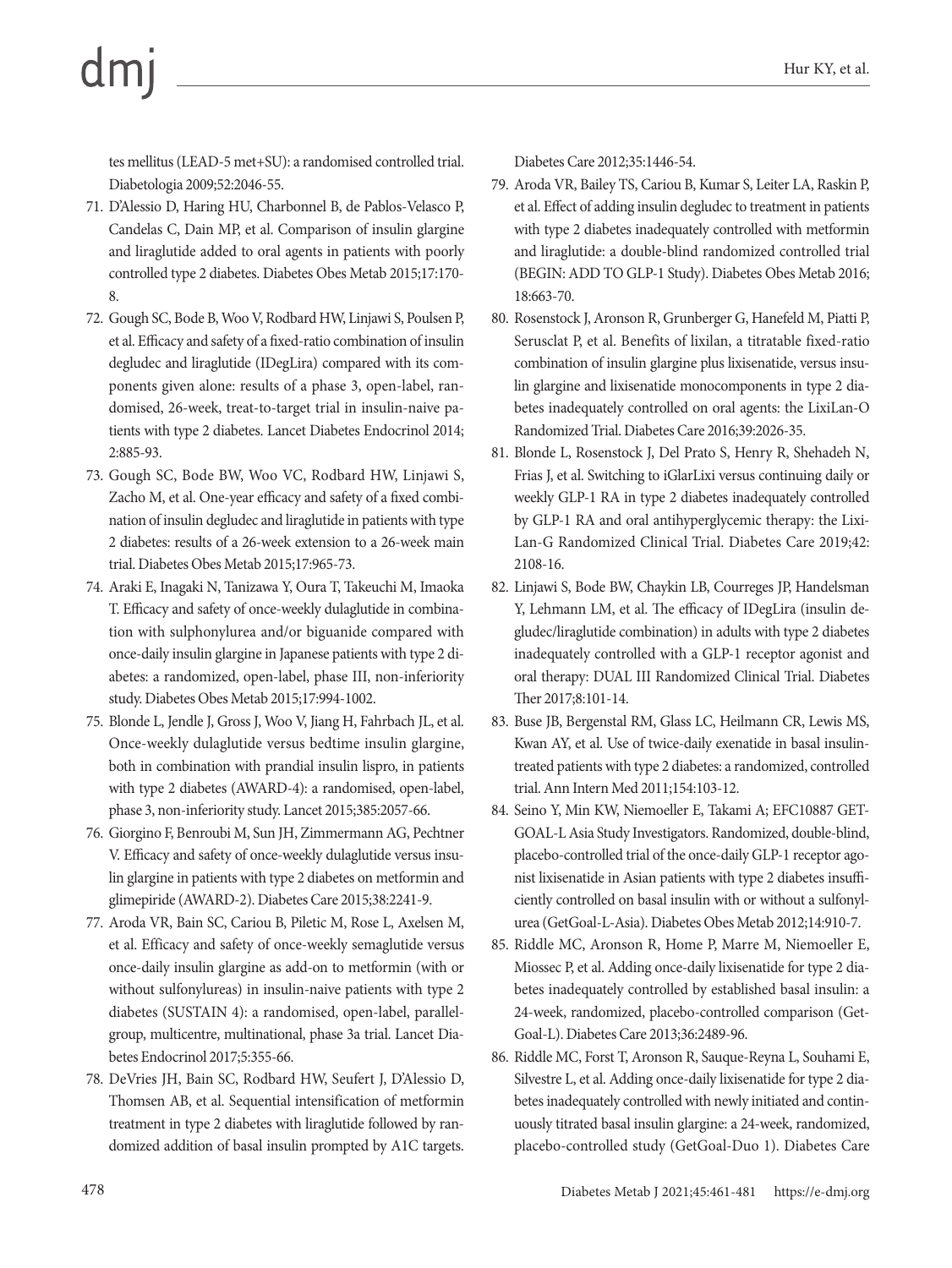tes mellitus (LEAD-5 met+SU): a randomised controlled trial. Diabetologia 2009;52:2046-55.

71. D'Alessio D, Haring HU, Charbonnel B, de Pablos-Velasco P, Candelas C, Dain MP, et al. Comparison of insulin glargine and liraglutide added to oral agents in patients with poorly controlled type 2 diabetes. Diabetes Obes Metab 2015;17:170-8.
72. Gough SC, Bode B, Woo V, Rodbard HW, Linjawi S, Poulsen P, et al. Efficacy and safety of a fixed-ratio combination of insulin degludec and liraglutide (IDegLira) compared with its components given alone: results of a phase 3, open-label, randomised, 26-week, treat-to-target trial in insulin-naive patients with type 2 diabetes. Lancet Diabetes Endocrinol 2014;2:885-93.
73. Gough SC, Bode BW, Woo VC, Rodbard HW, Linjawi S, Zacho M, et al. One-year efficacy and safety of a fixed combination of insulin degludec and liraglutide in patients with type 2 diabetes: results of a 26-week extension to a 26-week main trial. Diabetes Obes Metab 2015;17:965-73.
74. Araki E, Inagaki N, Tanizawa Y, Oura T, Takeuchi M, Imaoka T. Efficacy and safety of once-weekly dulaglutide in combination with sulphonylurea and/or biguanide compared with once-daily insulin glargine in Japanese patients with type 2 diabetes: a randomized, open-label, phase III, non-inferiority study. Diabetes Obes Metab 2015;17:994-1002.
75. Blonde L, Jendle J, Gross J, Woo V, Jiang H, Fahrbach JL, et al. Once-weekly dulaglutide versus bedtime insulin glargine, both in combination with prandial insulin lispro, in patients with type 2 diabetes (AWARD-4): a randomised, open-label, phase 3, non-inferiority study. Lancet 2015;385:2057-66.
76. Giorgino F, Benroubi M, Sun JH, Zimmermann AG, Pechtner V. Efficacy and safety of once-weekly dulaglutide versus insulin glargine in patients with type 2 diabetes on metformin and glimepiride (AWARD-2). Diabetes Care 2015;38:2241-9.
77. Aroda VR, Bain SC, Cariou B, Piletic M, Rose L, Axelsen M, et al. Efficacy and safety of once-weekly semaglutide versus once-daily insulin glargine as add-on to metformin (with or without sulfonylureas) in insulin-naive patients with type 2 diabetes (SUSTAIN 4): a randomised, open-label, parallel-group, multicentre, multinational, phase 3a trial. Lancet Diabetes Endocrinol 2017;5:355-66.
78. DeVries JH, Bain SC, Rodbard HW, Seufert J, D'Alessio D, Thomsen AB, et al. Sequential intensification of metformin treatment in type 2 diabetes with liraglutide followed by randomized addition of basal insulin prompted by A1C targets. Diabetes Care 2012;35:1446-54.
79. Aroda VR, Bailey TS, Cariou B, Kumar S, Leiter LA, Raskin P, et al. Effect of adding insulin degludec to treatment in patients with type 2 diabetes inadequately controlled with metformin and liraglutide: a double-blind randomized controlled trial (BEGIN: ADD TO GLP-1 Study). Diabetes Obes Metab 2016;18:663-70.
80. Rosenstock J, Aronson R, Grunberger G, Hanefeld M, Piatti P, Serusclat P, et al. Benefits of lixilan, a titratable fixed-ratio combination of insulin glargine plus lixisenatide, versus insulin glargine and lixisenatide monocomponents in type 2 diabetes inadequately controlled on oral agents: the LixiLan-O Randomized Trial. Diabetes Care 2016;39:2026-35.
81. Blonde L, Rosenstock J, Del Prato S, Henry R, Shehadeh N, Frias J, et al. Switching to iGlarLixi versus continuing daily or weekly GLP-1 RA in type 2 diabetes inadequately controlled by GLP-1 RA and oral antihyperglycemic therapy: the LixiLan-G Randomized Clinical Trial. Diabetes Care 2019;42:2108-16.
82. Linjawi S, Bode BW, Chaykin LB, Courreges JP, Handelsman Y, Lehmann LM, et al. The efficacy of IDegLira (insulin degludec/liraglutide combination) in adults with type 2 diabetes inadequately controlled with a GLP-1 receptor agonist and oral therapy: DUAL III Randomized Clinical Trial. Diabetes Ther 2017;8:101-14.
83. Buse JB, Bergenstal RM, Glass LC, Heilmann CR, Lewis MS, Kwan AY, et al. Use of twice-daily exenatide in basal insulin-treated patients with type 2 diabetes: a randomized, controlled trial. Ann Intern Med 2011;154:103-12.
84. Seino Y, Min KW, Niemoeller E, Takami A; EFC10887 GETGOAL-L Asia Study Investigators. Randomized, double-blind, placebo-controlled trial of the once-daily GLP-1 receptor agonist lixisenatide in Asian patients with type 2 diabetes insufficiently controlled on basal insulin with or without a sulfonylurea (GetGoal-L-Asia). Diabetes Obes Metab 2012;14:910-7.
85. Riddle MC, Aronson R, Home P, Marre M, Niemoeller E, Miossec P, et al. Adding once-daily lixisenatide for type 2 diabetes inadequately controlled by established basal insulin: a 24-week, randomized, placebo-controlled comparison (GetGoal-L). Diabetes Care 2013;36:2489-96.
86. Riddle MC, Forst T, Aronson R, Sauque-Reyna L, Souhami E, Silvestre L, et al. Adding once-daily lixisenatide for type 2 diabetes inadequately controlled with newly initiated and continuously titrated basal insulin glargine: a 24-week, randomized, placebo-controlled study (GetGoal-Duo 1). Diabetes Care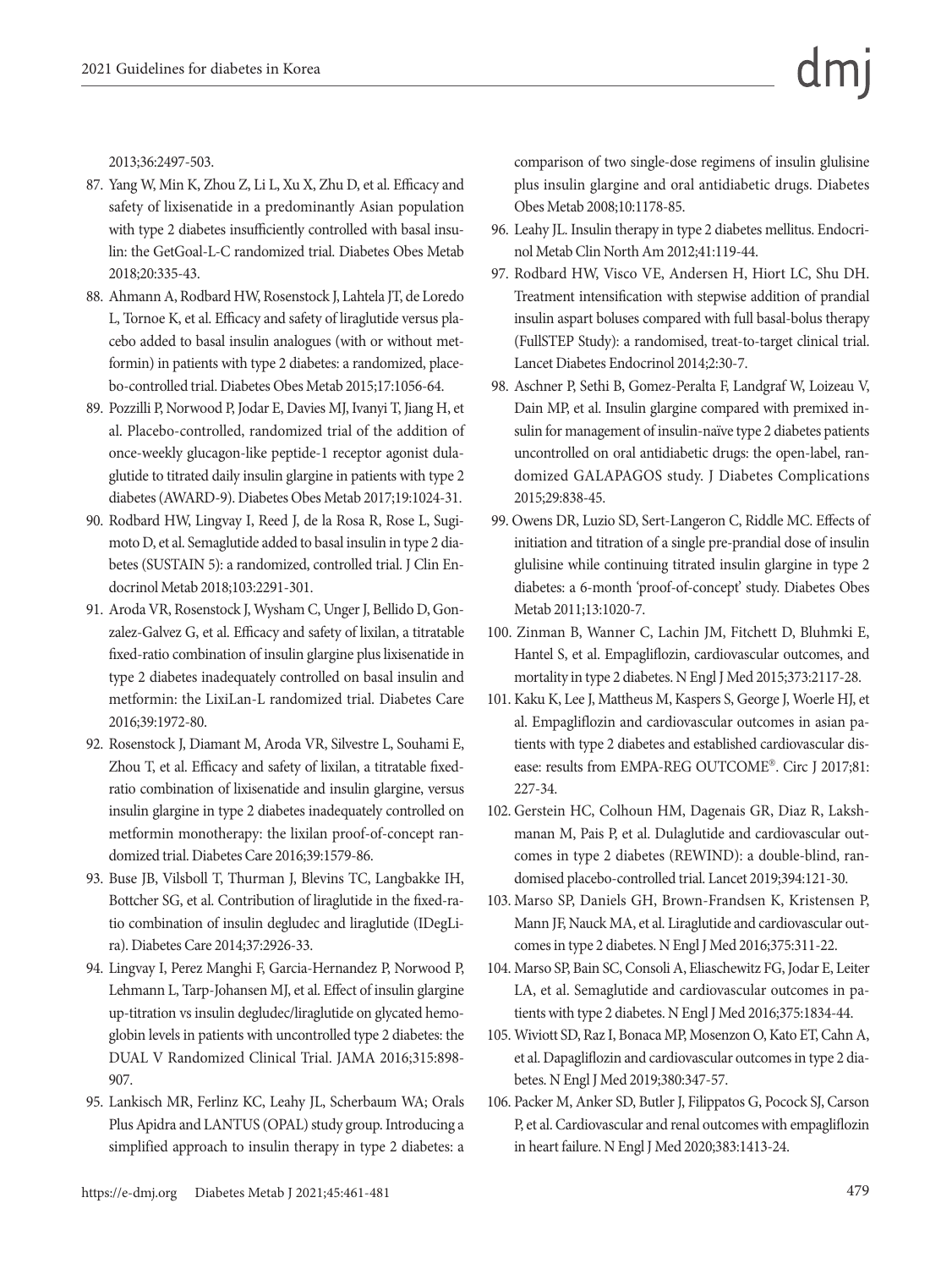2013;36:2497-503.

87. Yang W, Min K, Zhou Z, Li L, Xu X, Zhu D, et al. Efficacy and safety of lixisenatide in a predominantly Asian population with type 2 diabetes insufficiently controlled with basal insulin: the GetGoal-L-C randomized trial. Diabetes Obes Metab 2018;20:335-43.
88. Ahmann A, Rodbard HW, Rosenstock J, Lahtela JT, de Loredo L, Tornoe K, et al. Efficacy and safety of liraglutide versus placebo added to basal insulin analogues (with or without metformin) in patients with type 2 diabetes: a randomized, placebo-controlled trial. Diabetes Obes Metab 2015;17:1056-64.
89. Pozzilli P, Norwood P, Jodar E, Davies MJ, Ivanyi T, Jiang H, et al. Placebo-controlled, randomized trial of the addition of once-weekly glucagon-like peptide-1 receptor agonist dulaglutide to titrated daily insulin glargine in patients with type 2 diabetes (AWARD-9). Diabetes Obes Metab 2017;19:1024-31.
90. Rodbard HW, Lingvay I, Reed J, de la Rosa R, Rose L, Sugimoto D, et al. Semaglutide added to basal insulin in type 2 diabetes (SUSTAIN 5): a randomized, controlled trial. J Clin Endocrinol Metab 2018;103:2291-301.
91. Aroda VR, Rosenstock J, Wysham C, Unger J, Bellido D, Gonzalez-Galvez G, et al. Efficacy and safety of lixilan, a titratable fixed-ratio combination of insulin glargine plus lixisenatide in type 2 diabetes inadequately controlled on basal insulin and metformin: the LixiLan-L randomized trial. Diabetes Care 2016;39:1972-80.
92. Rosenstock J, Diamant M, Aroda VR, Silvestre L, Souhami E, Zhou T, et al. Efficacy and safety of lixilan, a titratable fixed-ratio combination of lixisenatide and insulin glargine, versus insulin glargine in type 2 diabetes inadequately controlled on metformin monotherapy: the lixilan proof-of-concept randomized trial. Diabetes Care 2016;39:1579-86.
93. Buse JB, Vilsboll T, Thurman J, Blevins TC, Langbakke IH, Bottcher SG, et al. Contribution of liraglutide in the fixed-ratio combination of insulin degludec and liraglutide (IDegLira). Diabetes Care 2014;37:2926-33.
94. Lingvay I, Perez Manghi F, Garcia-Hernandez P, Norwood P, Lehmann L, Tarp-Johansen MJ, et al. Effect of insulin glargine up-titration vs insulin degludec/liraglutide on glycated hemoglobin levels in patients with uncontrolled type 2 diabetes: the DUAL V Randomized Clinical Trial. JAMA 2016;315:898-907.
95. Lankisch MR, Ferlinz KC, Leahy JL, Scherbaum WA; Orals Plus Apidra and LANTUS (OPAL) study group. Introducing a simplified approach to insulin therapy in type 2 diabetes: a comparison of two single-dose regimens of insulin glulisine plus insulin glargine and oral antidiabetic drugs. Diabetes Obes Metab 2008;10:1178-85.
96. Leahy JL. Insulin therapy in type 2 diabetes mellitus. Endocrinol Metab Clin North Am 2012;41:119-44.
97. Rodbard HW, Visco VE, Andersen H, Hiort LC, Shu DH. Treatment intensification with stepwise addition of prandial insulin aspart boluses compared with full basal-bolus therapy (FullSTEP Study): a randomised, treat-to-target clinical trial. Lancet Diabetes Endocrinol 2014;2:30-7.
98. Aschner P, Sethi B, Gomez-Peralta F, Landgraf W, Loizeau V, Dain MP, et al. Insulin glargine compared with premixed insulin for management of insulin-naïve type 2 diabetes patients uncontrolled on oral antidiabetic drugs: the open-label, randomized GALAPAGOS study. J Diabetes Complications 2015;29:838-45.
99. Owens DR, Luzio SD, Sert-Langeron C, Riddle MC. Effects of initiation and titration of a single pre-prandial dose of insulin glulisine while continuing titrated insulin glargine in type 2 diabetes: a 6-month 'proof-of-concept' study. Diabetes Obes Metab 2011;13:1020-7.
100. Zinman B, Wanner C, Lachin JM, Fitchett D, Bluhmki E, Hantel S, et al. Empagliflozin, cardiovascular outcomes, and mortality in type 2 diabetes. N Engl J Med 2015;373:2117-28.
101. Kaku K, Lee J, Mattheus M, Kaspers S, George J, Woerle HJ, et al. Empagliflozin and cardiovascular outcomes in asian patients with type 2 diabetes and established cardiovascular disease: results from EMPA-REG OUTCOME®. Circ J 2017;81:227-34.
102. Gerstein HC, Colhoun HM, Dagenais GR, Diaz R, Lakshmanan M, Pais P, et al. Dulaglutide and cardiovascular outcomes in type 2 diabetes (REWIND): a double-blind, randomised placebo-controlled trial. Lancet 2019;394:121-30.
103. Marso SP, Daniels GH, Brown-Frandsen K, Kristensen P, Mann JF, Nauck MA, et al. Liraglutide and cardiovascular outcomes in type 2 diabetes. N Engl J Med 2016;375:311-22.
104. Marso SP, Bain SC, Consoli A, Eliaschewitz FG, Jodar E, Leiter LA, et al. Semaglutide and cardiovascular outcomes in patients with type 2 diabetes. N Engl J Med 2016;375:1834-44.
105. Wiviott SD, Raz I, Bonaca MP, Mosenzon O, Kato ET, Cahn A, et al. Dapagliflozin and cardiovascular outcomes in type 2 diabetes. N Engl J Med 2019;380:347-57.
106. Packer M, Anker SD, Butler J, Filippatos G, Pocock SJ, Carson P, et al. Cardiovascular and renal outcomes with empagliflozin in heart failure. N Engl J Med 2020;383:1413-24.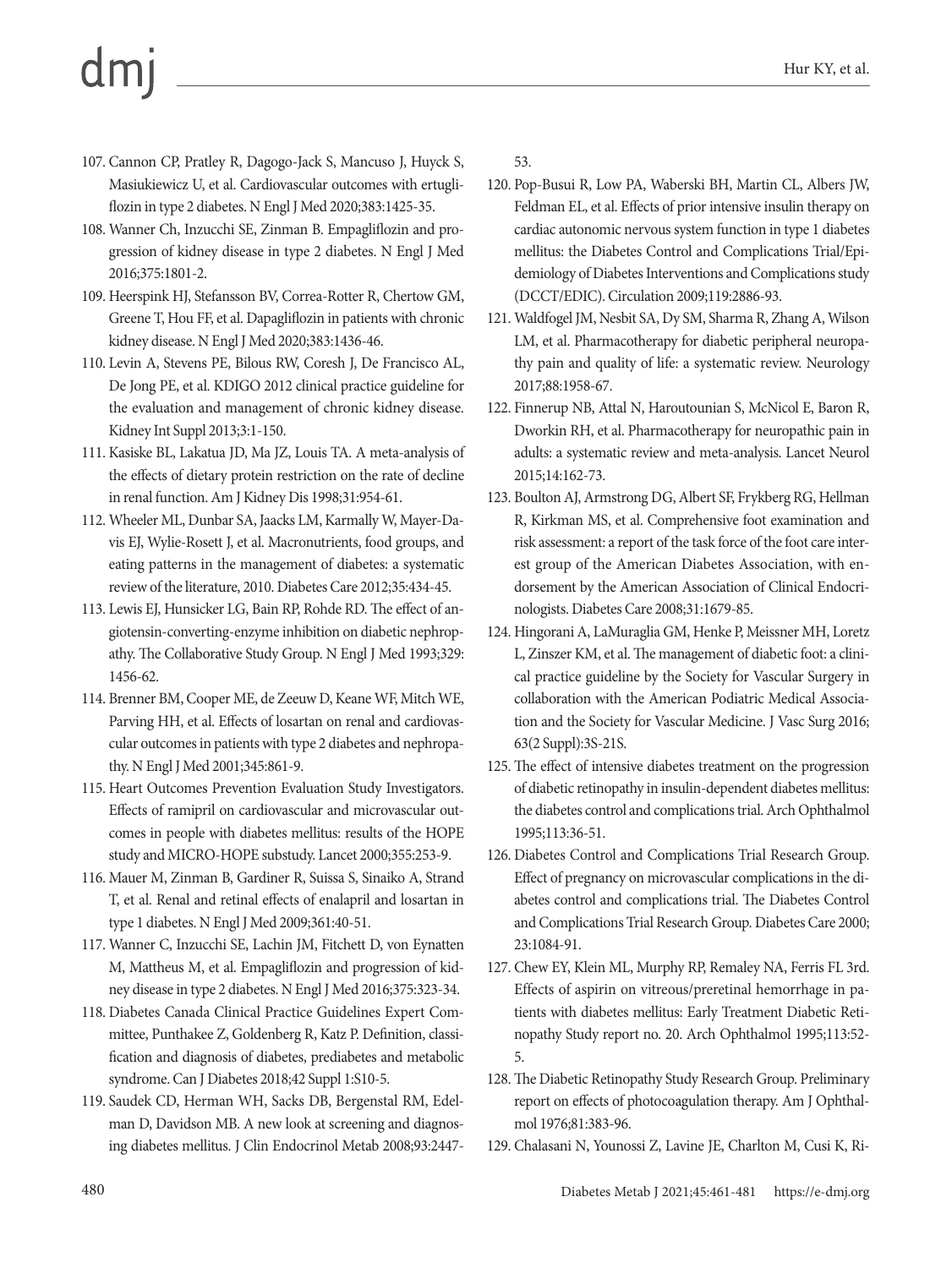107. Cannon CP, Pratley R, Dagogo-Jack S, Mancuso J, Huyck S, Masiukiewicz U, et al. Cardiovascular outcomes with ertugliflozin in type 2 diabetes. N Engl J Med 2020;383:1425-35.
108. Wanner Ch, Inzucchi SE, Zinman B. Empagliflozin and progression of kidney disease in type 2 diabetes. N Engl J Med 2016;375:1801-2.
109. Heerspink HJ, Stefansson BV, Correa-Rotter R, Chertow GM, Greene T, Hou FF, et al. Dapagliflozin in patients with chronic kidney disease. N Engl J Med 2020;383:1436-46.
110. Levin A, Stevens PE, Bilous RW, Coresh J, De Francisco AL, De Jong PE, et al. KDIGO 2012 clinical practice guideline for the evaluation and management of chronic kidney disease. Kidney Int Suppl 2013;3:1-150.
111. Kasiske BL, Lakatua JD, Ma JZ, Louis TA. A meta-analysis of the effects of dietary protein restriction on the rate of decline in renal function. Am J Kidney Dis 1998;31:954-61.
112. Wheeler ML, Dunbar SA, Jaacks LM, Karmally W, Mayer-Davis EJ, Wylie-Rosett J, et al. Macronutrients, food groups, and eating patterns in the management of diabetes: a systematic review of the literature, 2010. Diabetes Care 2012;35:434-45.
113. Lewis EJ, Hunsicker LG, Bain RP, Rohde RD. The effect of angiotensin-converting-enzyme inhibition on diabetic nephropathy. The Collaborative Study Group. N Engl J Med 1993;329:1456-62.
114. Brenner BM, Cooper ME, de Zeeuw D, Keane WF, Mitch WE, Parving HH, et al. Effects of losartan on renal and cardiovascular outcomes in patients with type 2 diabetes and nephropathy. N Engl J Med 2001;345:861-9.
115. Heart Outcomes Prevention Evaluation Study Investigators. Effects of ramipril on cardiovascular and microvascular outcomes in people with diabetes mellitus: results of the HOPE study and MICRO-HOPE substudy. Lancet 2000;355:253-9.
116. Mauer M, Zinman B, Gardiner R, Suissa S, Sinaiko A, Strand T, et al. Renal and retinal effects of enalapril and losartan in type 1 diabetes. N Engl J Med 2009;361:40-51.
117. Wanner C, Inzucchi SE, Lachin JM, Fitchett D, von Eynatten M, Mattheus M, et al. Empagliflozin and progression of kidney disease in type 2 diabetes. N Engl J Med 2016;375:323-34.
118. Diabetes Canada Clinical Practice Guidelines Expert Committee, Punthakee Z, Goldenberg R, Katz P. Definition, classification and diagnosis of diabetes, prediabetes and metabolic syndrome. Can J Diabetes 2018;42 Suppl 1:S10-5.
119. Saudek CD, Herman WH, Sacks DB, Bergenstal RM, Edelman D, Davidson MB. A new look at screening and diagnosing diabetes mellitus. J Clin Endocrinol Metab 2008;93:2447-53.
120. Pop-Busui R, Low PA, Waberski BH, Martin CL, Albers JW, Feldman EL, et al. Effects of prior intensive insulin therapy on cardiac autonomic nervous system function in type 1 diabetes mellitus: the Diabetes Control and Complications Trial/Epidemiology of Diabetes Interventions and Complications study (DCCT/EDIC). Circulation 2009;119:2886-93.
121. Waldfogel JM, Nesbit SA, Dy SM, Sharma R, Zhang A, Wilson LM, et al. Pharmacotherapy for diabetic peripheral neuropathy pain and quality of life: a systematic review. Neurology 2017;88:1958-67.
122. Finnerup NB, Attal N, Haroutounian S, McNicol E, Baron R, Dworkin RH, et al. Pharmacotherapy for neuropathic pain in adults: a systematic review and meta-analysis. Lancet Neurol 2015;14:162-73.
123. Boulton AJ, Armstrong DG, Albert SF, Frykberg RG, Hellman R, Kirkman MS, et al. Comprehensive foot examination and risk assessment: a report of the task force of the foot care interest group of the American Diabetes Association, with endorsement by the American Association of Clinical Endocrinologists. Diabetes Care 2008;31:1679-85.
124. Hingorani A, LaMuraglia GM, Henke P, Meissner MH, Loretz L, Zinszer KM, et al. The management of diabetic foot: a clinical practice guideline by the Society for Vascular Surgery in collaboration with the American Podiatric Medical Association and the Society for Vascular Medicine. J Vasc Surg 2016;63(2 Suppl):3S-21S.
125. The effect of intensive diabetes treatment on the progression of diabetic retinopathy in insulin-dependent diabetes mellitus: the diabetes control and complications trial. Arch Ophthalmol 1995;113:36-51.
126. Diabetes Control and Complications Trial Research Group. Effect of pregnancy on microvascular complications in the diabetes control and complications trial. The Diabetes Control and Complications Trial Research Group. Diabetes Care 2000;23:1084-91.
127. Chew EY, Klein ML, Murphy RP, Remaley NA, Ferris FL 3rd. Effects of aspirin on vitreous/preretinal hemorrhage in patients with diabetes mellitus: Early Treatment Diabetic Retinopathy Study report no. 20. Arch Ophthalmol 1995;113:52-5.
128. The Diabetic Retinopathy Study Research Group. Preliminary report on effects of photocoagulation therapy. Am J Ophthalmol 1976;81:383-96.
129. Chalasani N, Younossi Z, Lavine JE, Charlton M, Cusi K, Ri-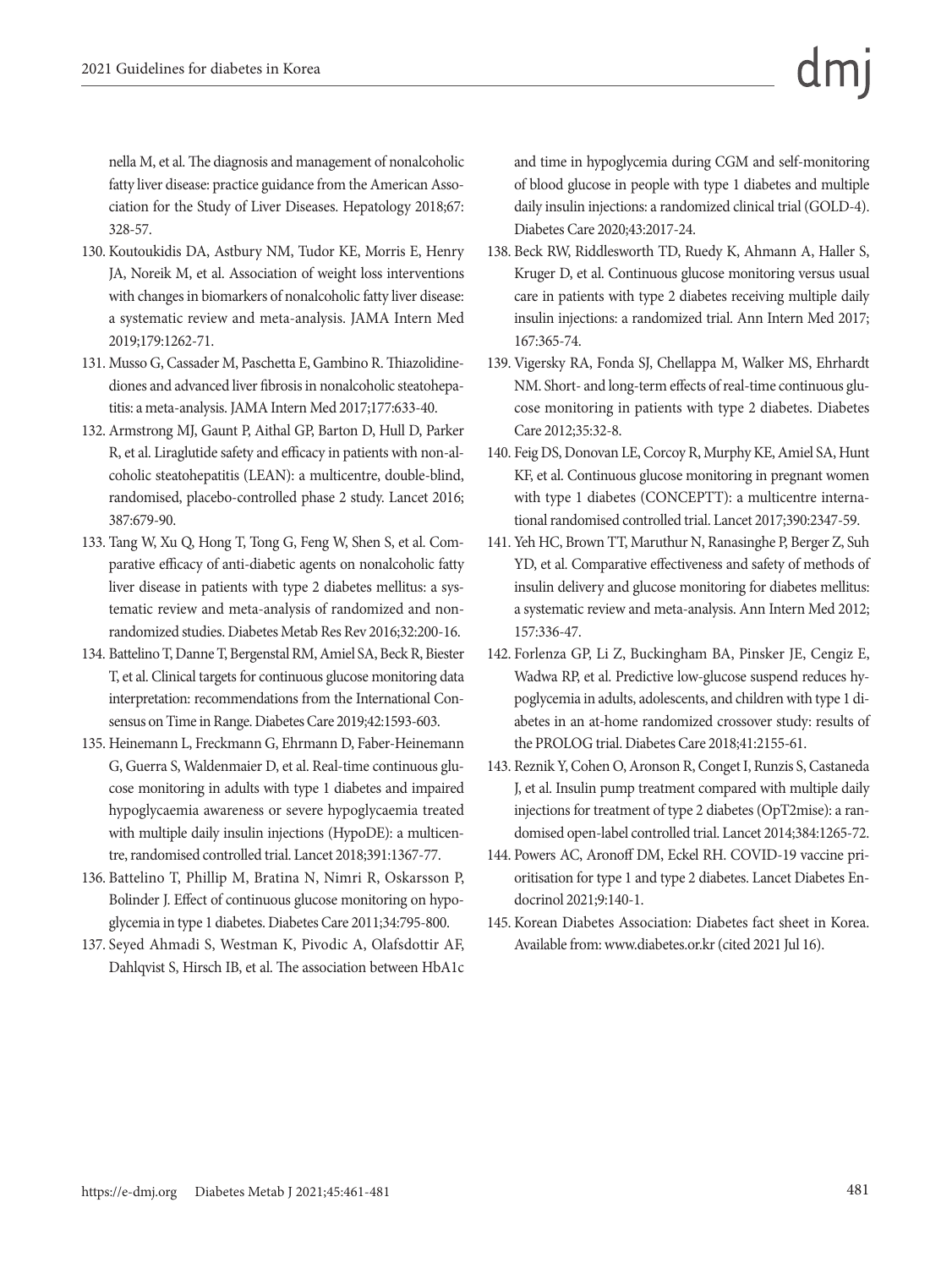nella M, et al. The diagnosis and management of nonalcoholic fatty liver disease: practice guidance from the American Association for the Study of Liver Diseases. Hepatology 2018;67:328-57.

130. Koutoukidis DA, Astbury NM, Tudor KE, Morris E, Henry JA, Noreik M, et al. Association of weight loss interventions with changes in biomarkers of nonalcoholic fatty liver disease: a systematic review and meta-analysis. JAMA Intern Med 2019;179:1262-71.
131. Musso G, Cassader M, Paschetta E, Gambino R. Thiazolidinediones and advanced liver fibrosis in nonalcoholic steatohepatitis: a meta-analysis. JAMA Intern Med 2017;177:633-40.
132. Armstrong MJ, Gaunt P, Aithal GP, Barton D, Hull D, Parker R, et al. Liraglutide safety and efficacy in patients with non-alcoholic steatohepatitis (LEAN): a multicentre, double-blind, randomised, placebo-controlled phase 2 study. Lancet 2016;387:679-90.
133. Tang W, Xu Q, Hong T, Tong G, Feng W, Shen S, et al. Comparative efficacy of anti-diabetic agents on nonalcoholic fatty liver disease in patients with type 2 diabetes mellitus: a systematic review and meta-analysis of randomized and non-randomized studies. Diabetes Metab Res Rev 2016;32:200-16.
134. Battelino T, Danne T, Bergenstal RM, Amiel SA, Beck R, Biester T, et al. Clinical targets for continuous glucose monitoring data interpretation: recommendations from the International Consensus on Time in Range. Diabetes Care 2019;42:1593-603.
135. Heinemann L, Freckmann G, Ehrmann D, Faber-Heinemann G, Guerra S, Waldenmaier D, et al. Real-time continuous glucose monitoring in adults with type 1 diabetes and impaired hypoglycaemia awareness or severe hypoglycaemia treated with multiple daily insulin injections (HypoDE): a multicentre, randomised controlled trial. Lancet 2018;391:1367-77.
136. Battelino T, Phillip M, Bratina N, Nimri R, Oskarsson P, Bolinder J. Effect of continuous glucose monitoring on hypoglycemia in type 1 diabetes. Diabetes Care 2011;34:795-800.
137. Seyed Ahmadi S, Westman K, Pivodic A, Olafsdottir AF, Dahlqvist S, Hirsch IB, et al. The association between HbA1c and time in hypoglycemia during CGM and self-monitoring of blood glucose in people with type 1 diabetes and multiple daily insulin injections: a randomized clinical trial (GOLD-4). Diabetes Care 2020;43:2017-24.
138. Beck RW, Riddlesworth TD, Ruedy K, Ahmann A, Haller S, Kruger D, et al. Continuous glucose monitoring versus usual care in patients with type 2 diabetes receiving multiple daily insulin injections: a randomized trial. Ann Intern Med 2017;167:365-74.
139. Vigersky RA, Fonda SJ, Chellappa M, Walker MS, Ehrhardt NM. Short- and long-term effects of real-time continuous glucose monitoring in patients with type 2 diabetes. Diabetes Care 2012;35:32-8.
140. Feig DS, Donovan LE, Corcoy R, Murphy KE, Amiel SA, Hunt KF, et al. Continuous glucose monitoring in pregnant women with type 1 diabetes (CONCEPTT): a multicentre international randomised controlled trial. Lancet 2017;390:2347-59.
141. Yeh HC, Brown TT, Maruthur N, Ranasinghe P, Berger Z, Suh YD, et al. Comparative effectiveness and safety of methods of insulin delivery and glucose monitoring for diabetes mellitus: a systematic review and meta-analysis. Ann Intern Med 2012;157:336-47.
142. Forlenza GP, Li Z, Buckingham BA, Pinsker JE, Cengiz E, Wadwa RP, et al. Predictive low-glucose suspend reduces hypoglycemia in adults, adolescents, and children with type 1 diabetes in an at-home randomized crossover study: results of the PROLOG trial. Diabetes Care 2018;41:2155-61.
143. Reznik Y, Cohen O, Aronson R, Conget I, Runzis S, Castaneda J, et al. Insulin pump treatment compared with multiple daily injections for treatment of type 2 diabetes (OpT2mise): a randomised open-label controlled trial. Lancet 2014;384:1265-72.
144. Powers AC, Aronoff DM, Eckel RH. COVID-19 vaccine prioritisation for type 1 and type 2 diabetes. Lancet Diabetes Endocrinol 2021;9:140-1.
145. Korean Diabetes Association: Diabetes fact sheet in Korea. Available from: www.diabetes.or.kr (cited 2021 Jul 16).